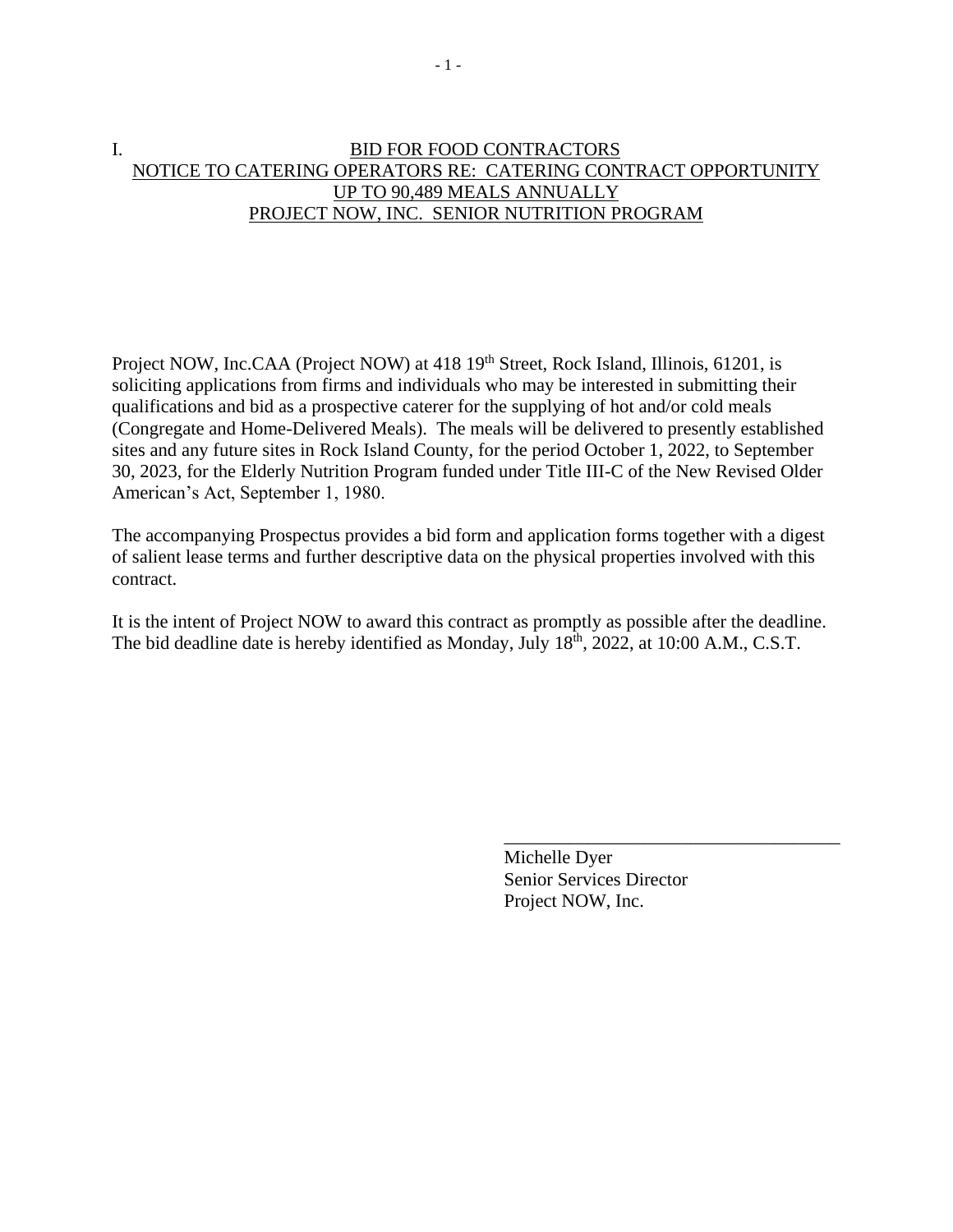# I. BID FOR FOOD CONTRACTORS

## NOTICE TO CATERING OPERATORS RE: CATERING CONTRACT OPPORTUNITY UP TO 90,489 MEALS ANNUALLY PROJECT NOW, INC. SENIOR NUTRITION PROGRAM

Project NOW, Inc.CAA (Project NOW) at 418 19th Street, Rock Island, Illinois, 61201, is soliciting applications from firms and individuals who may be interested in submitting their qualifications and bid as a prospective caterer for the supplying of hot and/or cold meals (Congregate and Home-Delivered Meals). The meals will be delivered to presently established sites and any future sites in Rock Island County, for the period October 1, 2022, to September 30, 2023, for the Elderly Nutrition Program funded under Title III-C of the New Revised Older American's Act, September 1, 1980.

The accompanying Prospectus provides a bid form and application forms together with a digest of salient lease terms and further descriptive data on the physical properties involved with this contract.

It is the intent of Project NOW to award this contract as promptly as possible after the deadline. The bid deadline date is hereby identified as Monday, July 18th, 2022, at 10:00 A.M., C.S.T.

\_\_\_\_\_\_\_\_\_\_\_\_\_\_\_\_\_\_\_\_\_\_\_\_\_\_\_\_\_\_\_\_\_\_\_\_

Michelle Dyer
Senior Services Director
Project NOW, Inc.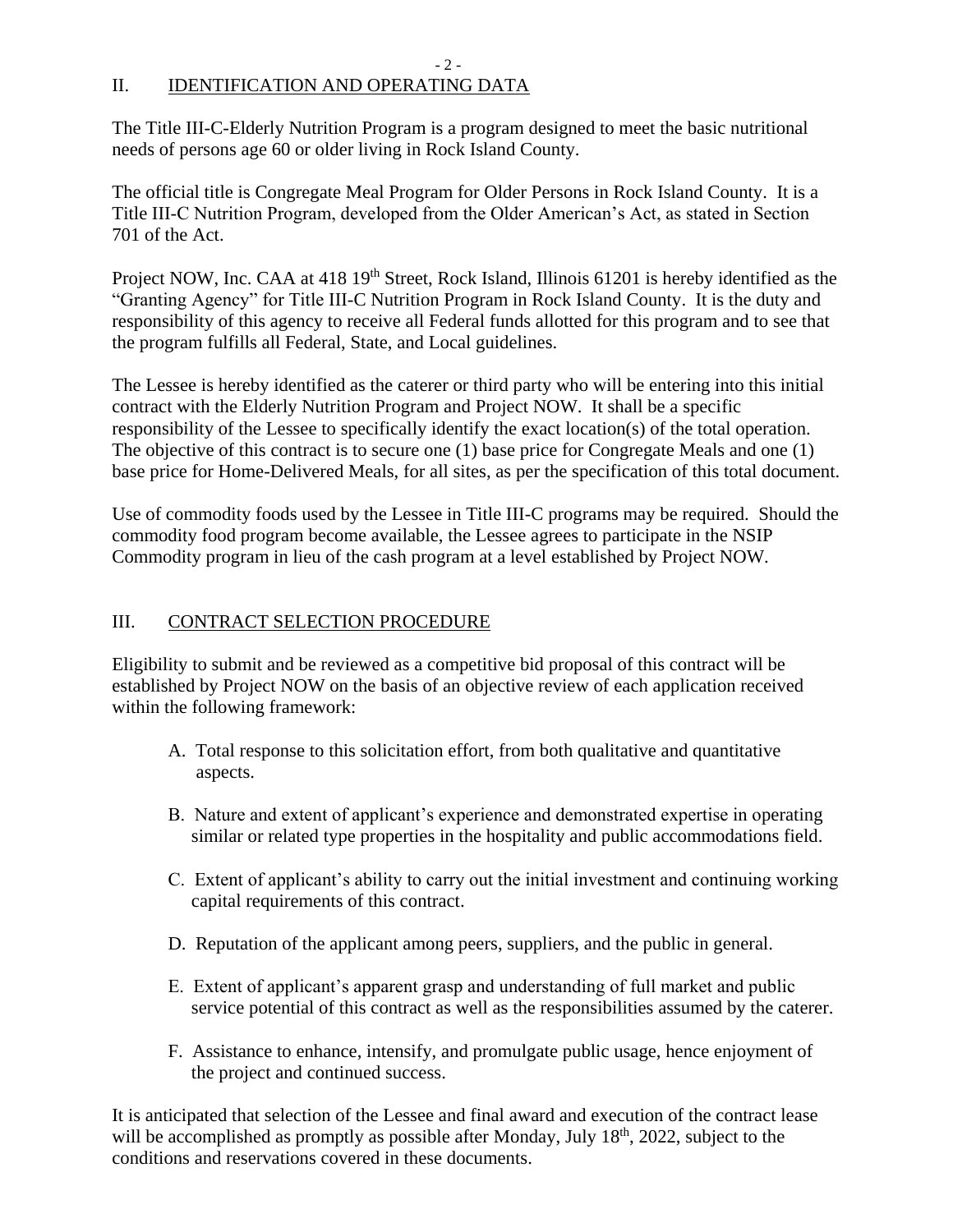## II. IDENTIFICATION AND OPERATING DATA

The Title III-C-Elderly Nutrition Program is a program designed to meet the basic nutritional needs of persons age 60 or older living in Rock Island County.

The official title is Congregate Meal Program for Older Persons in Rock Island County. It is a Title III-C Nutrition Program, developed from the Older American's Act, as stated in Section 701 of the Act.

Project NOW, Inc. CAA at 418 19th Street, Rock Island, Illinois 61201 is hereby identified as the "Granting Agency" for Title III-C Nutrition Program in Rock Island County. It is the duty and responsibility of this agency to receive all Federal funds allotted for this program and to see that the program fulfills all Federal, State, and Local guidelines.

The Lessee is hereby identified as the caterer or third party who will be entering into this initial contract with the Elderly Nutrition Program and Project NOW. It shall be a specific responsibility of the Lessee to specifically identify the exact location(s) of the total operation. The objective of this contract is to secure one (1) base price for Congregate Meals and one (1) base price for Home-Delivered Meals, for all sites, as per the specification of this total document.

Use of commodity foods used by the Lessee in Title III-C programs may be required. Should the commodity food program become available, the Lessee agrees to participate in the NSIP Commodity program in lieu of the cash program at a level established by Project NOW.

## III. CONTRACT SELECTION PROCEDURE

Eligibility to submit and be reviewed as a competitive bid proposal of this contract will be established by Project NOW on the basis of an objective review of each application received within the following framework:

A. Total response to this solicitation effort, from both qualitative and quantitative aspects.

B. Nature and extent of applicant's experience and demonstrated expertise in operating similar or related type properties in the hospitality and public accommodations field.

C. Extent of applicant's ability to carry out the initial investment and continuing working capital requirements of this contract.

D. Reputation of the applicant among peers, suppliers, and the public in general.

E. Extent of applicant's apparent grasp and understanding of full market and public service potential of this contract as well as the responsibilities assumed by the caterer.

F. Assistance to enhance, intensify, and promulgate public usage, hence enjoyment of the project and continued success.

It is anticipated that selection of the Lessee and final award and execution of the contract lease will be accomplished as promptly as possible after Monday, July 18th, 2022, subject to the conditions and reservations covered in these documents.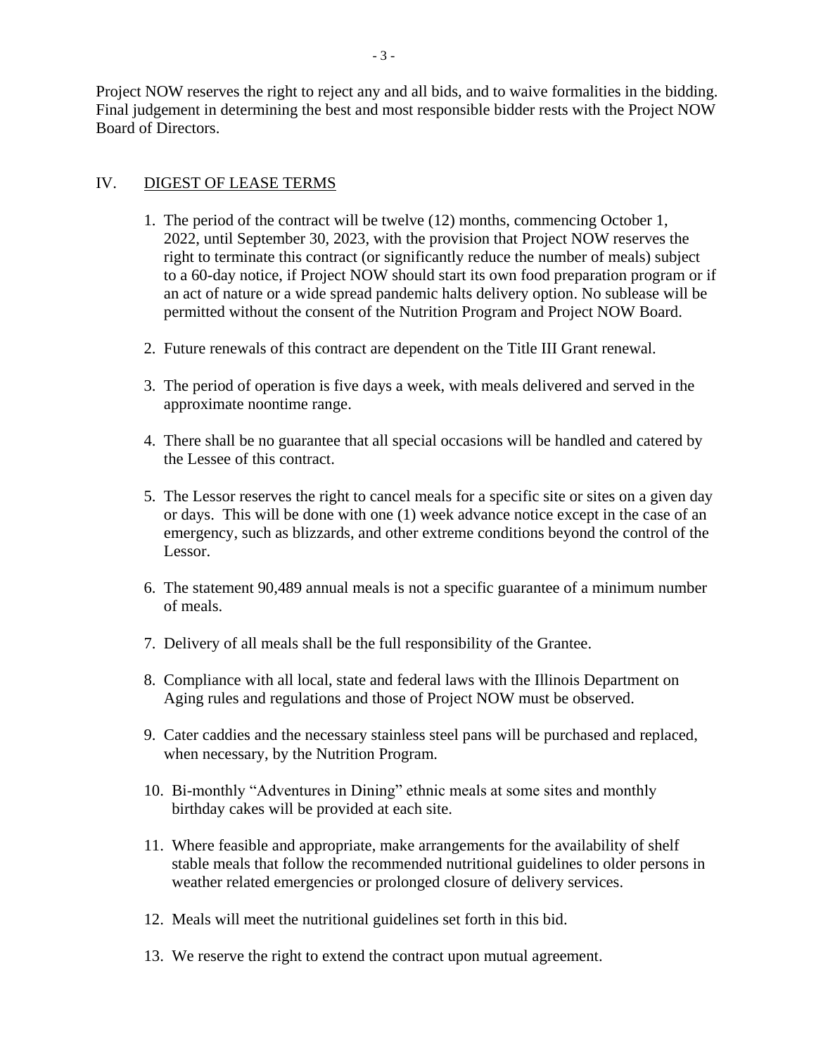Project NOW reserves the right to reject any and all bids, and to waive formalities in the bidding. Final judgement in determining the best and most responsible bidder rests with the Project NOW Board of Directors.

## IV. <u>DIGEST OF LEASE TERMS</u>

1. The period of the contract will be twelve (12) months, commencing October 1, 2022, until September 30, 2023, with the provision that Project NOW reserves the right to terminate this contract (or significantly reduce the number of meals) subject to a 60-day notice, if Project NOW should start its own food preparation program or if an act of nature or a wide spread pandemic halts delivery option. No sublease will be permitted without the consent of the Nutrition Program and Project NOW Board.

2. Future renewals of this contract are dependent on the Title III Grant renewal.

3. The period of operation is five days a week, with meals delivered and served in the approximate noontime range.

4. There shall be no guarantee that all special occasions will be handled and catered by the Lessee of this contract.

5. The Lessor reserves the right to cancel meals for a specific site or sites on a given day or days. This will be done with one (1) week advance notice except in the case of an emergency, such as blizzards, and other extreme conditions beyond the control of the Lessor.

6. The statement 90,489 annual meals is not a specific guarantee of a minimum number of meals.

7. Delivery of all meals shall be the full responsibility of the Grantee.

8. Compliance with all local, state and federal laws with the Illinois Department on Aging rules and regulations and those of Project NOW must be observed.

9. Cater caddies and the necessary stainless steel pans will be purchased and replaced, when necessary, by the Nutrition Program.

10. Bi-monthly "Adventures in Dining" ethnic meals at some sites and monthly birthday cakes will be provided at each site.

11. Where feasible and appropriate, make arrangements for the availability of shelf stable meals that follow the recommended nutritional guidelines to older persons in weather related emergencies or prolonged closure of delivery services.

12. Meals will meet the nutritional guidelines set forth in this bid.

13. We reserve the right to extend the contract upon mutual agreement.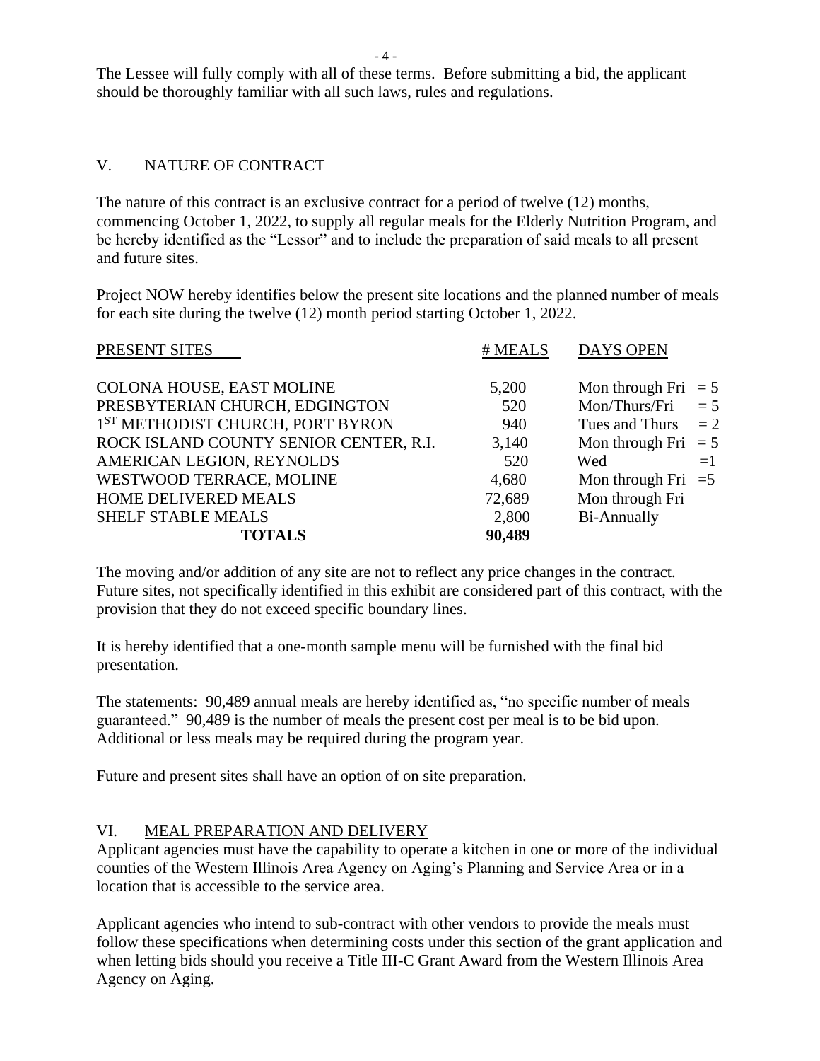The Lessee will fully comply with all of these terms. Before submitting a bid, the applicant should be thoroughly familiar with all such laws, rules and regulations.

## V. NATURE OF CONTRACT

The nature of this contract is an exclusive contract for a period of twelve (12) months, commencing October 1, 2022, to supply all regular meals for the Elderly Nutrition Program, and be hereby identified as the "Lessor" and to include the preparation of said meals to all present and future sites.

Project NOW hereby identifies below the present site locations and the planned number of meals for each site during the twelve (12) month period starting October 1, 2022.

| PRESENT SITES | # MEALS | DAYS OPEN |
|---|---|---|
| COLONA HOUSE, EAST MOLINE | 5,200 | Mon through Fri = 5 |
| PRESBYTERIAN CHURCH, EDGINGTON | 520 | Mon/Thurs/Fri = 5 |
| 1ST METHODIST CHURCH, PORT BYRON | 940 | Tues and Thurs = 2 |
| ROCK ISLAND COUNTY SENIOR CENTER, R.I. | 3,140 | Mon through Fri = 5 |
| AMERICAN LEGION, REYNOLDS | 520 | Wed =1 |
| WESTWOOD TERRACE, MOLINE | 4,680 | Mon through Fri =5 |
| HOME DELIVERED MEALS | 72,689 | Mon through Fri |
| SHELF STABLE MEALS | 2,800 | Bi-Annually |
| **TOTALS** | **90,489** | |

The moving and/or addition of any site are not to reflect any price changes in the contract. Future sites, not specifically identified in this exhibit are considered part of this contract, with the provision that they do not exceed specific boundary lines.

It is hereby identified that a one-month sample menu will be furnished with the final bid presentation.

The statements: 90,489 annual meals are hereby identified as, "no specific number of meals guaranteed." 90,489 is the number of meals the present cost per meal is to be bid upon. Additional or less meals may be required during the program year.

Future and present sites shall have an option of on site preparation.

## VI. MEAL PREPARATION AND DELIVERY

Applicant agencies must have the capability to operate a kitchen in one or more of the individual counties of the Western Illinois Area Agency on Aging's Planning and Service Area or in a location that is accessible to the service area.

Applicant agencies who intend to sub-contract with other vendors to provide the meals must follow these specifications when determining costs under this section of the grant application and when letting bids should you receive a Title III-C Grant Award from the Western Illinois Area Agency on Aging.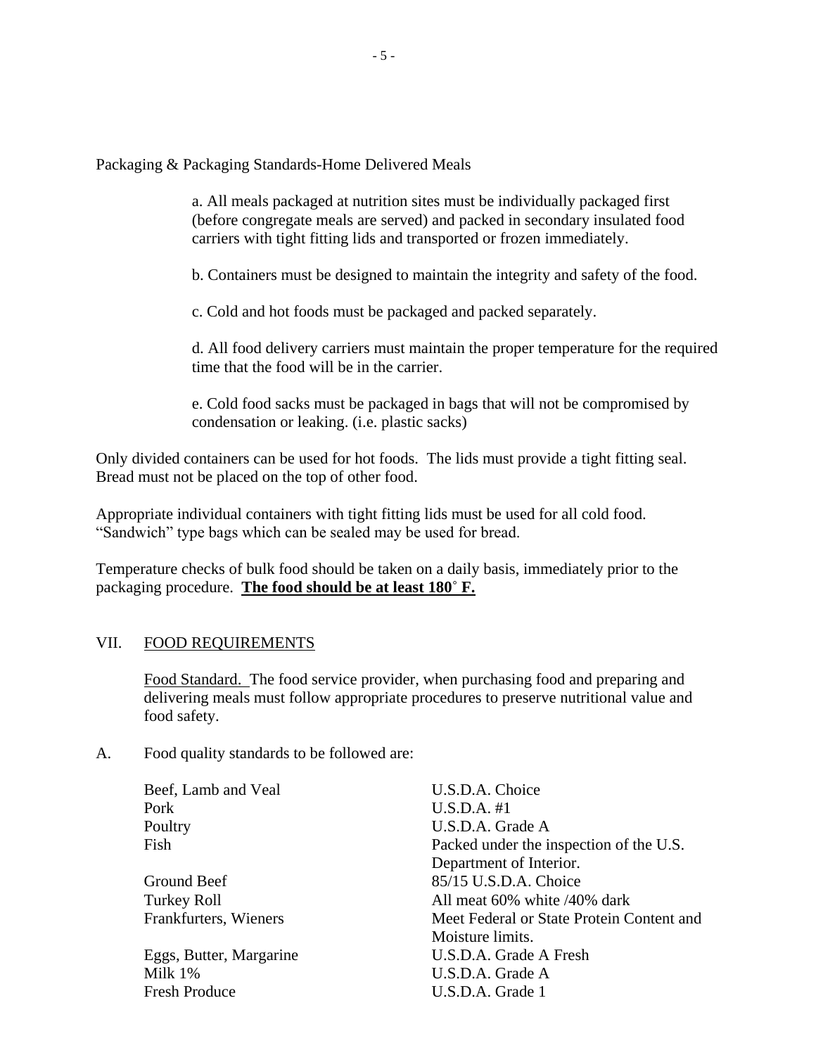Packaging & Packaging Standards-Home Delivered Meals

a. All meals packaged at nutrition sites must be individually packaged first (before congregate meals are served) and packed in secondary insulated food carriers with tight fitting lids and transported or frozen immediately.

b. Containers must be designed to maintain the integrity and safety of the food.

c. Cold and hot foods must be packaged and packed separately.

d. All food delivery carriers must maintain the proper temperature for the required time that the food will be in the carrier.

e. Cold food sacks must be packaged in bags that will not be compromised by condensation or leaking. (i.e. plastic sacks)

Only divided containers can be used for hot foods. The lids must provide a tight fitting seal. Bread must not be placed on the top of other food.

Appropriate individual containers with tight fitting lids must be used for all cold food. "Sandwich" type bags which can be sealed may be used for bread.

Temperature checks of bulk food should be taken on a daily basis, immediately prior to the packaging procedure. **The food should be at least 180˚ F.**

## VII. FOOD REQUIREMENTS

Food Standard. The food service provider, when purchasing food and preparing and delivering meals must follow appropriate procedures to preserve nutritional value and food safety.

A. Food quality standards to be followed are:

| | |
|---|---|
| Beef, Lamb and Veal | U.S.D.A. Choice |
| Pork | U.S.D.A. #1 |
| Poultry | U.S.D.A. Grade A |
| Fish | Packed under the inspection of the U.S. Department of Interior. |
| Ground Beef | 85/15 U.S.D.A. Choice |
| Turkey Roll | All meat 60% white /40% dark |
| Frankfurters, Wieners | Meet Federal or State Protein Content and Moisture limits. |
| Eggs, Butter, Margarine | U.S.D.A. Grade A Fresh |
| Milk 1% | U.S.D.A. Grade A |
| Fresh Produce | U.S.D.A. Grade 1 |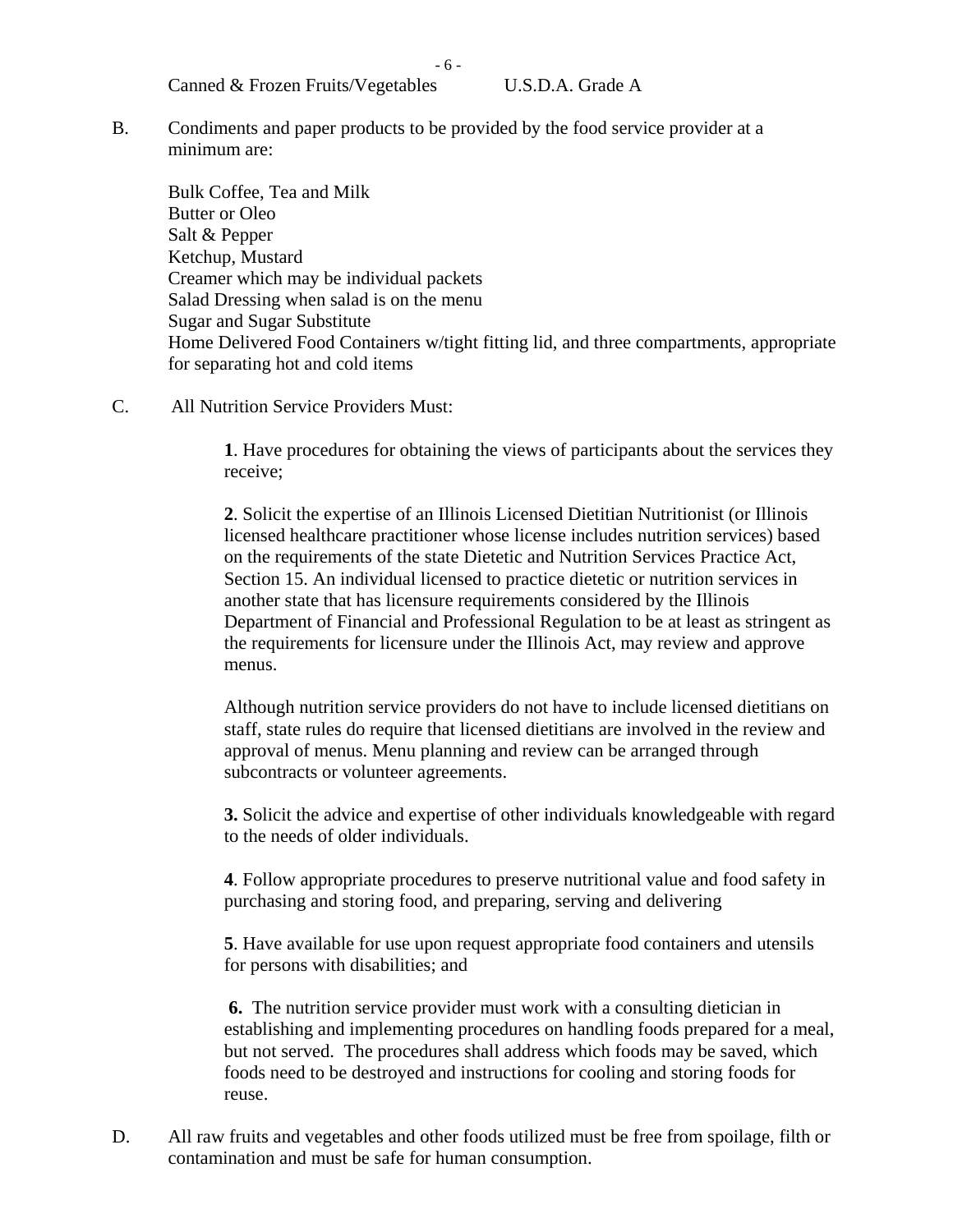Canned & Frozen Fruits/Vegetables U.S.D.A. Grade A

B. Condiments and paper products to be provided by the food service provider at a minimum are:

Bulk Coffee, Tea and Milk
Butter or Oleo
Salt & Pepper
Ketchup, Mustard
Creamer which may be individual packets
Salad Dressing when salad is on the menu
Sugar and Sugar Substitute
Home Delivered Food Containers w/tight fitting lid, and three compartments, appropriate for separating hot and cold items

C. All Nutrition Service Providers Must:

**1**. Have procedures for obtaining the views of participants about the services they receive;

**2**. Solicit the expertise of an Illinois Licensed Dietitian Nutritionist (or Illinois licensed healthcare practitioner whose license includes nutrition services) based on the requirements of the state Dietetic and Nutrition Services Practice Act, Section 15. An individual licensed to practice dietetic or nutrition services in another state that has licensure requirements considered by the Illinois Department of Financial and Professional Regulation to be at least as stringent as the requirements for licensure under the Illinois Act, may review and approve menus.

Although nutrition service providers do not have to include licensed dietitians on staff, state rules do require that licensed dietitians are involved in the review and approval of menus. Menu planning and review can be arranged through subcontracts or volunteer agreements.

**3.** Solicit the advice and expertise of other individuals knowledgeable with regard to the needs of older individuals.

**4**. Follow appropriate procedures to preserve nutritional value and food safety in purchasing and storing food, and preparing, serving and delivering

**5**. Have available for use upon request appropriate food containers and utensils for persons with disabilities; and

**6.** The nutrition service provider must work with a consulting dietician in establishing and implementing procedures on handling foods prepared for a meal, but not served. The procedures shall address which foods may be saved, which foods need to be destroyed and instructions for cooling and storing foods for reuse.

D. All raw fruits and vegetables and other foods utilized must be free from spoilage, filth or contamination and must be safe for human consumption.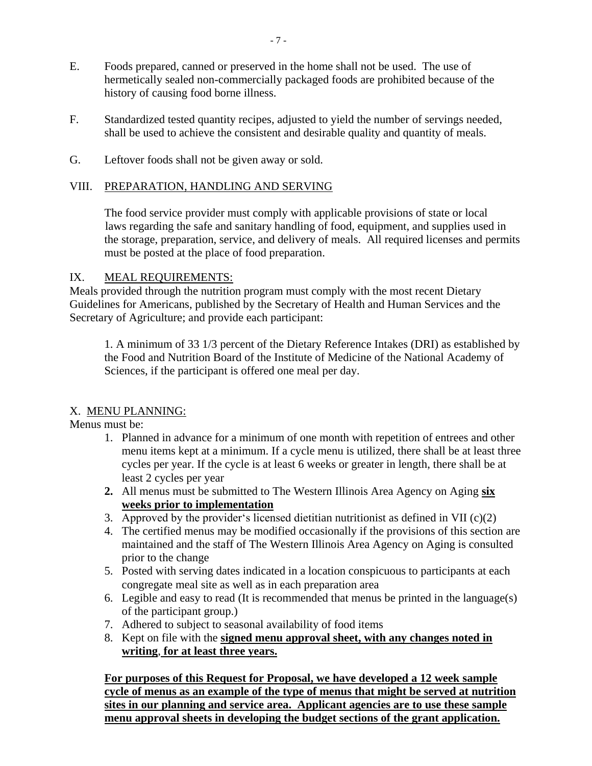E. Foods prepared, canned or preserved in the home shall not be used. The use of hermetically sealed non-commercially packaged foods are prohibited because of the history of causing food borne illness.

F. Standardized tested quantity recipes, adjusted to yield the number of servings needed, shall be used to achieve the consistent and desirable quality and quantity of meals.

G. Leftover foods shall not be given away or sold.

## VIII. <u>PREPARATION, HANDLING AND SERVING</u>

The food service provider must comply with applicable provisions of state or local laws regarding the safe and sanitary handling of food, equipment, and supplies used in the storage, preparation, service, and delivery of meals. All required licenses and permits must be posted at the place of food preparation.

## IX. <u>MEAL REQUIREMENTS:</u>

Meals provided through the nutrition program must comply with the most recent Dietary Guidelines for Americans, published by the Secretary of Health and Human Services and the Secretary of Agriculture; and provide each participant:

1. A minimum of 33 1/3 percent of the Dietary Reference Intakes (DRI) as established by the Food and Nutrition Board of the Institute of Medicine of the National Academy of Sciences, if the participant is offered one meal per day.

## X. <u>MENU PLANNING:</u>

Menus must be:

1. Planned in advance for a minimum of one month with repetition of entrees and other menu items kept at a minimum. If a cycle menu is utilized, there shall be at least three cycles per year. If the cycle is at least 6 weeks or greater in length, there shall be at least 2 cycles per year
2. All menus must be submitted to The Western Illinois Area Agency on Aging **<u>six weeks prior to implementation</u>**
3. Approved by the provider's licensed dietitian nutritionist as defined in VII (c)(2)
4. The certified menus may be modified occasionally if the provisions of this section are maintained and the staff of The Western Illinois Area Agency on Aging is consulted prior to the change
5. Posted with serving dates indicated in a location conspicuous to participants at each congregate meal site as well as in each preparation area
6. Legible and easy to read (It is recommended that menus be printed in the language(s) of the participant group.)
7. Adhered to subject to seasonal availability of food items
8. Kept on file with the **<u>signed menu approval sheet, with any changes noted in writing</u>**, **<u>for at least three years.</u>**

**<u>For purposes of this Request for Proposal, we have developed a 12 week sample cycle of menus as an example of the type of menus that might be served at nutrition sites in our planning and service area. Applicant agencies are to use these sample menu approval sheets in developing the budget sections of the grant application.</u>**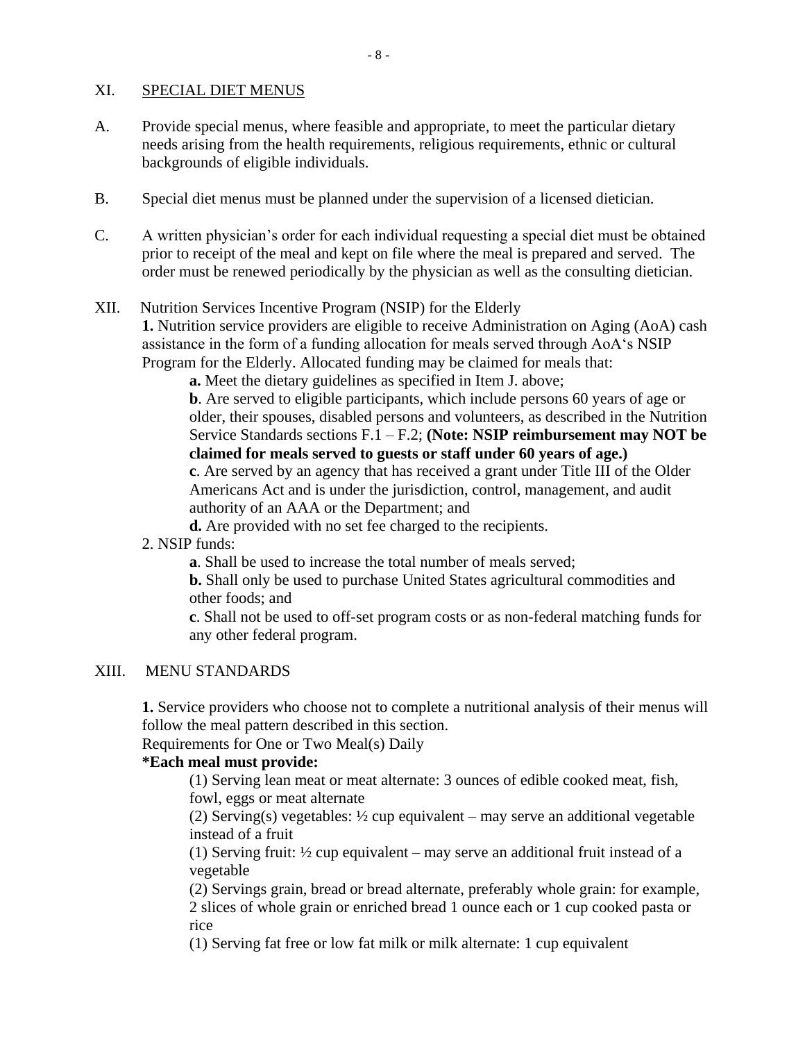## XI. SPECIAL DIET MENUS

A. Provide special menus, where feasible and appropriate, to meet the particular dietary needs arising from the health requirements, religious requirements, ethnic or cultural backgrounds of eligible individuals.

B. Special diet menus must be planned under the supervision of a licensed dietician.

C. A written physician's order for each individual requesting a special diet must be obtained prior to receipt of the meal and kept on file where the meal is prepared and served. The order must be renewed periodically by the physician as well as the consulting dietician.

## XII. Nutrition Services Incentive Program (NSIP) for the Elderly

**1.** Nutrition service providers are eligible to receive Administration on Aging (AoA) cash assistance in the form of a funding allocation for meals served through AoA's NSIP Program for the Elderly. Allocated funding may be claimed for meals that:

**a.** Meet the dietary guidelines as specified in Item J. above;

**b**. Are served to eligible participants, which include persons 60 years of age or older, their spouses, disabled persons and volunteers, as described in the Nutrition Service Standards sections F.1 – F.2; **(Note: NSIP reimbursement may NOT be claimed for meals served to guests or staff under 60 years of age.)**

**c**. Are served by an agency that has received a grant under Title III of the Older Americans Act and is under the jurisdiction, control, management, and audit authority of an AAA or the Department; and

**d.** Are provided with no set fee charged to the recipients.

2. NSIP funds:

**a**. Shall be used to increase the total number of meals served;

**b.** Shall only be used to purchase United States agricultural commodities and other foods; and

**c**. Shall not be used to off-set program costs or as non-federal matching funds for any other federal program.

## XIII. MENU STANDARDS

**1.** Service providers who choose not to complete a nutritional analysis of their menus will follow the meal pattern described in this section.

Requirements for One or Two Meal(s) Daily

**\*Each meal must provide:**

(1) Serving lean meat or meat alternate: 3 ounces of edible cooked meat, fish, fowl, eggs or meat alternate

(2) Serving(s) vegetables: ½ cup equivalent – may serve an additional vegetable instead of a fruit

(1) Serving fruit: ½ cup equivalent – may serve an additional fruit instead of a vegetable

(2) Servings grain, bread or bread alternate, preferably whole grain: for example, 2 slices of whole grain or enriched bread 1 ounce each or 1 cup cooked pasta or rice

(1) Serving fat free or low fat milk or milk alternate: 1 cup equivalent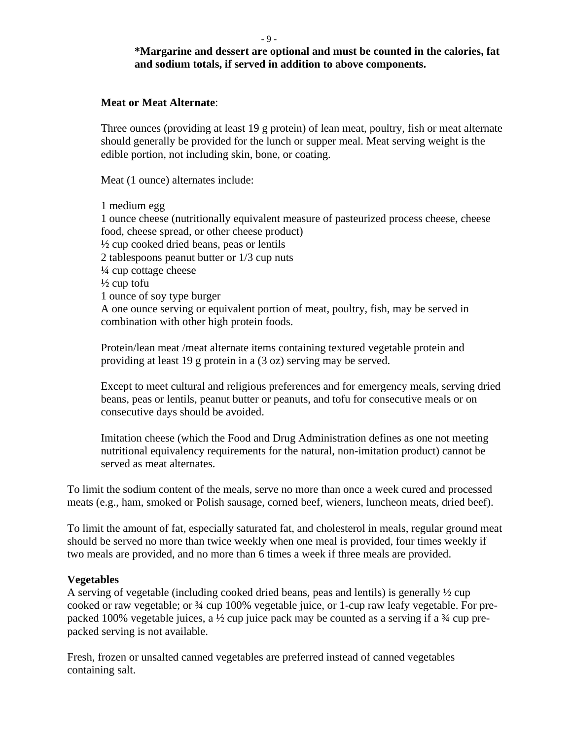**\*Margarine and dessert are optional and must be counted in the calories, fat and sodium totals, if served in addition to above components.**

**Meat or Meat Alternate**:

Three ounces (providing at least 19 g protein) of lean meat, poultry, fish or meat alternate should generally be provided for the lunch or supper meal. Meat serving weight is the edible portion, not including skin, bone, or coating.

Meat (1 ounce) alternates include:

1 medium egg
1 ounce cheese (nutritionally equivalent measure of pasteurized process cheese, cheese food, cheese spread, or other cheese product)
½ cup cooked dried beans, peas or lentils
2 tablespoons peanut butter or 1/3 cup nuts
¼ cup cottage cheese
½ cup tofu
1 ounce of soy type burger
A one ounce serving or equivalent portion of meat, poultry, fish, may be served in combination with other high protein foods.

Protein/lean meat /meat alternate items containing textured vegetable protein and providing at least 19 g protein in a (3 oz) serving may be served.

Except to meet cultural and religious preferences and for emergency meals, serving dried beans, peas or lentils, peanut butter or peanuts, and tofu for consecutive meals or on consecutive days should be avoided.

Imitation cheese (which the Food and Drug Administration defines as one not meeting nutritional equivalency requirements for the natural, non-imitation product) cannot be served as meat alternates.

To limit the sodium content of the meals, serve no more than once a week cured and processed meats (e.g., ham, smoked or Polish sausage, corned beef, wieners, luncheon meats, dried beef).

To limit the amount of fat, especially saturated fat, and cholesterol in meals, regular ground meat should be served no more than twice weekly when one meal is provided, four times weekly if two meals are provided, and no more than 6 times a week if three meals are provided.

**Vegetables**

A serving of vegetable (including cooked dried beans, peas and lentils) is generally ½ cup cooked or raw vegetable; or ¾ cup 100% vegetable juice, or 1-cup raw leafy vegetable. For pre-packed 100% vegetable juices, a ½ cup juice pack may be counted as a serving if a ¾ cup pre-packed serving is not available.

Fresh, frozen or unsalted canned vegetables are preferred instead of canned vegetables containing salt.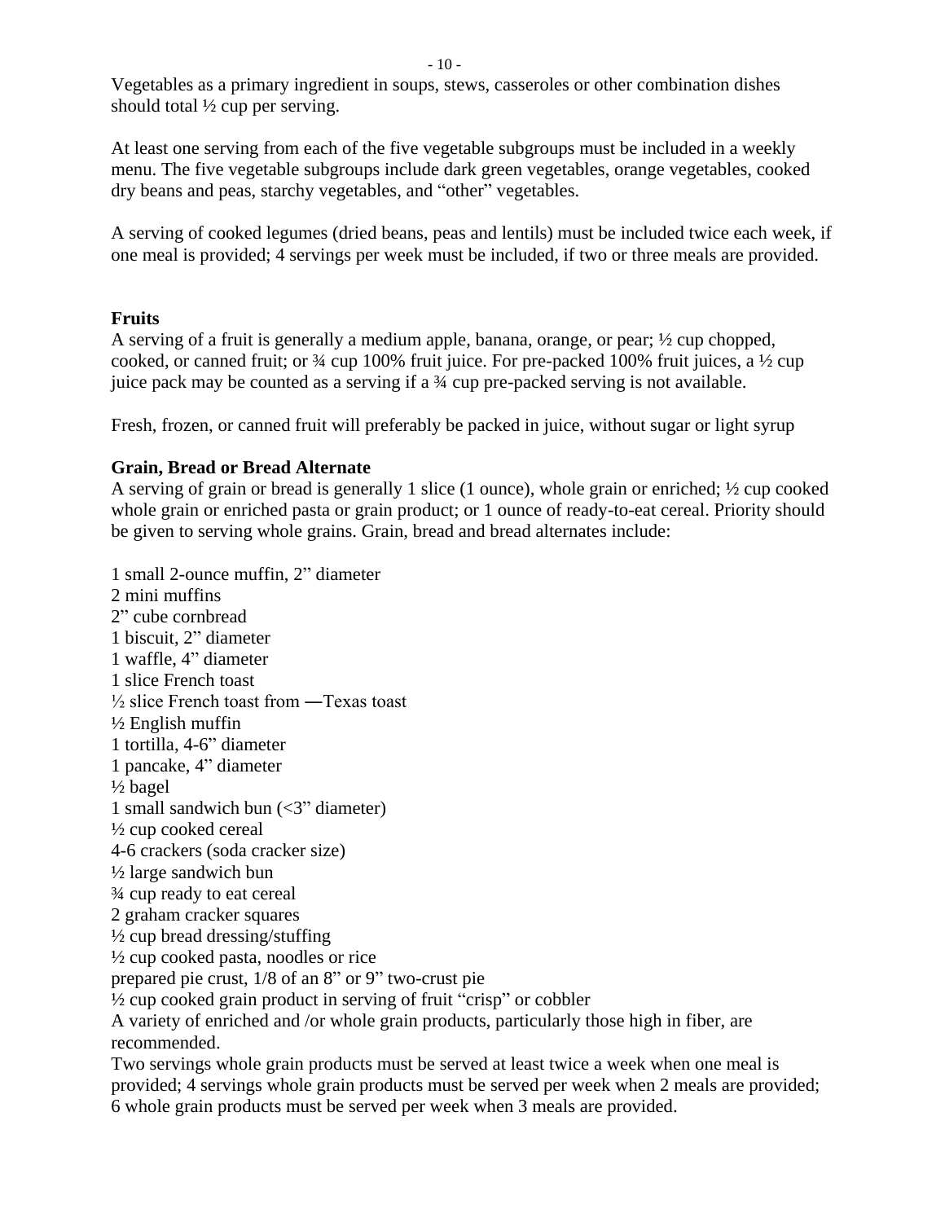Vegetables as a primary ingredient in soups, stews, casseroles or other combination dishes should total ½ cup per serving.

At least one serving from each of the five vegetable subgroups must be included in a weekly menu. The five vegetable subgroups include dark green vegetables, orange vegetables, cooked dry beans and peas, starchy vegetables, and "other" vegetables.

A serving of cooked legumes (dried beans, peas and lentils) must be included twice each week, if one meal is provided; 4 servings per week must be included, if two or three meals are provided.

**Fruits**

A serving of a fruit is generally a medium apple, banana, orange, or pear; ½ cup chopped, cooked, or canned fruit; or ¾ cup 100% fruit juice. For pre-packed 100% fruit juices, a ½ cup juice pack may be counted as a serving if a ¾ cup pre-packed serving is not available.

Fresh, frozen, or canned fruit will preferably be packed in juice, without sugar or light syrup

**Grain, Bread or Bread Alternate**

A serving of grain or bread is generally 1 slice (1 ounce), whole grain or enriched; ½ cup cooked whole grain or enriched pasta or grain product; or 1 ounce of ready-to-eat cereal. Priority should be given to serving whole grains. Grain, bread and bread alternates include:

1 small 2-ounce muffin, 2" diameter
2 mini muffins
2" cube cornbread
1 biscuit, 2" diameter
1 waffle, 4" diameter
1 slice French toast
½ slice French toast from ―Texas toast
½ English muffin
1 tortilla, 4-6" diameter
1 pancake, 4" diameter
½ bagel
1 small sandwich bun (<3" diameter)
½ cup cooked cereal
4-6 crackers (soda cracker size)
½ large sandwich bun
¾ cup ready to eat cereal
2 graham cracker squares
½ cup bread dressing/stuffing
½ cup cooked pasta, noodles or rice
prepared pie crust, 1/8 of an 8" or 9" two-crust pie
½ cup cooked grain product in serving of fruit "crisp" or cobbler

A variety of enriched and /or whole grain products, particularly those high in fiber, are recommended.

Two servings whole grain products must be served at least twice a week when one meal is provided; 4 servings whole grain products must be served per week when 2 meals are provided; 6 whole grain products must be served per week when 3 meals are provided.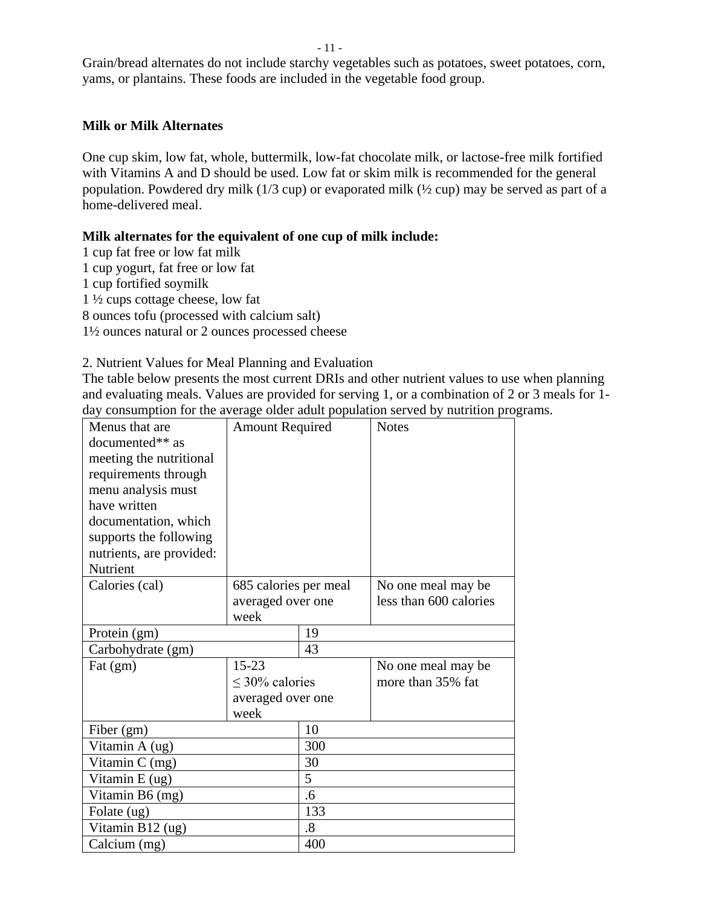Grain/bread alternates do not include starchy vegetables such as potatoes, sweet potatoes, corn, yams, or plantains. These foods are included in the vegetable food group.

**Milk or Milk Alternates**

One cup skim, low fat, whole, buttermilk, low-fat chocolate milk, or lactose-free milk fortified with Vitamins A and D should be used. Low fat or skim milk is recommended for the general population. Powdered dry milk (1/3 cup) or evaporated milk (½ cup) may be served as part of a home-delivered meal.

**Milk alternates for the equivalent of one cup of milk include:**

1 cup fat free or low fat milk
1 cup yogurt, fat free or low fat
1 cup fortified soymilk
1 ½ cups cottage cheese, low fat
8 ounces tofu (processed with calcium salt)
1½ ounces natural or 2 ounces processed cheese

2. Nutrient Values for Meal Planning and Evaluation

The table below presents the most current DRIs and other nutrient values to use when planning and evaluating meals. Values are provided for serving 1, or a combination of 2 or 3 meals for 1-day consumption for the average older adult population served by nutrition programs.

| Menus that are documented** as meeting the nutritional requirements through menu analysis must have written documentation, which supports the following nutrients, are provided: Nutrient | Amount Required | Notes |
|---|---|---|
| Calories (cal) | 685 calories per meal averaged over one week | No one meal may be less than 600 calories |
| Protein (gm) | 19 | |
| Carbohydrate (gm) | 43 | |
| Fat (gm) | 15-23 ≤ 30% calories averaged over one week | No one meal may be more than 35% fat |
| Fiber (gm) | 10 | |
| Vitamin A (ug) | 300 | |
| Vitamin C (mg) | 30 | |
| Vitamin E (ug) | 5 | |
| Vitamin B6 (mg) | .6 | |
| Folate (ug) | 133 | |
| Vitamin B12 (ug) | .8 | |
| Calcium (mg) | 400 | |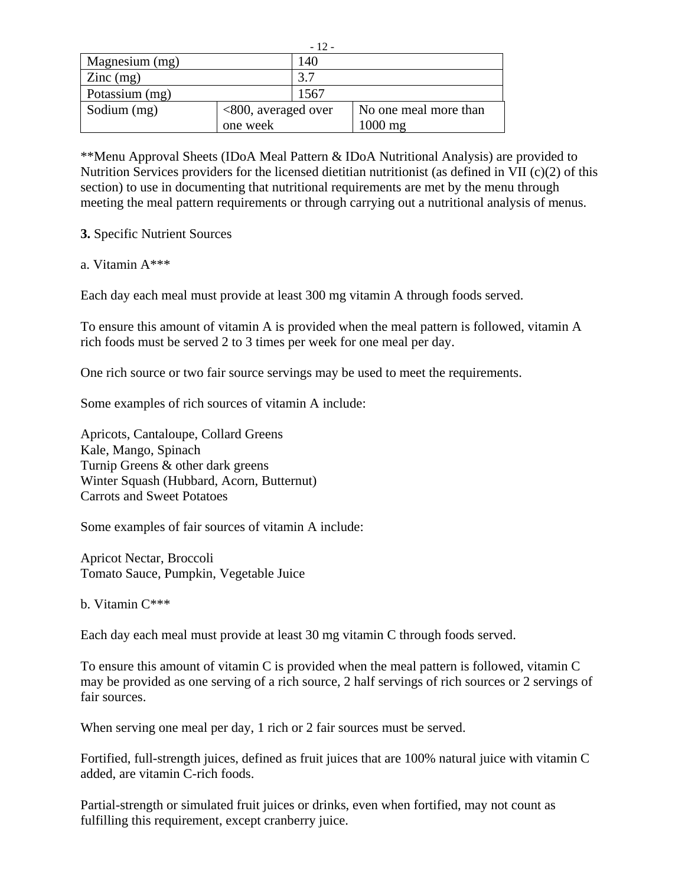| Magnesium (mg) | 140 | |
|---|---|---|
| Zinc (mg) | 3.7 | |
| Potassium (mg) | 1567 | |
| Sodium (mg) | <800, averaged over one week | No one meal more than 1000 mg |

**Menu Approval Sheets (IDoA Meal Pattern & IDoA Nutritional Analysis) are provided to Nutrition Services providers for the licensed dietitian nutritionist (as defined in VII (c)(2) of this section) to use in documenting that nutritional requirements are met by the menu through meeting the meal pattern requirements or through carrying out a nutritional analysis of menus.

**3.** Specific Nutrient Sources

a. Vitamin A***

Each day each meal must provide at least 300 mg vitamin A through foods served.

To ensure this amount of vitamin A is provided when the meal pattern is followed, vitamin A rich foods must be served 2 to 3 times per week for one meal per day.

One rich source or two fair source servings may be used to meet the requirements.

Some examples of rich sources of vitamin A include:

Apricots, Cantaloupe, Collard Greens
Kale, Mango, Spinach
Turnip Greens & other dark greens
Winter Squash (Hubbard, Acorn, Butternut)
Carrots and Sweet Potatoes

Some examples of fair sources of vitamin A include:

Apricot Nectar, Broccoli
Tomato Sauce, Pumpkin, Vegetable Juice

b. Vitamin C***

Each day each meal must provide at least 30 mg vitamin C through foods served.

To ensure this amount of vitamin C is provided when the meal pattern is followed, vitamin C may be provided as one serving of a rich source, 2 half servings of rich sources or 2 servings of fair sources.

When serving one meal per day, 1 rich or 2 fair sources must be served.

Fortified, full-strength juices, defined as fruit juices that are 100% natural juice with vitamin C added, are vitamin C-rich foods.

Partial-strength or simulated fruit juices or drinks, even when fortified, may not count as fulfilling this requirement, except cranberry juice.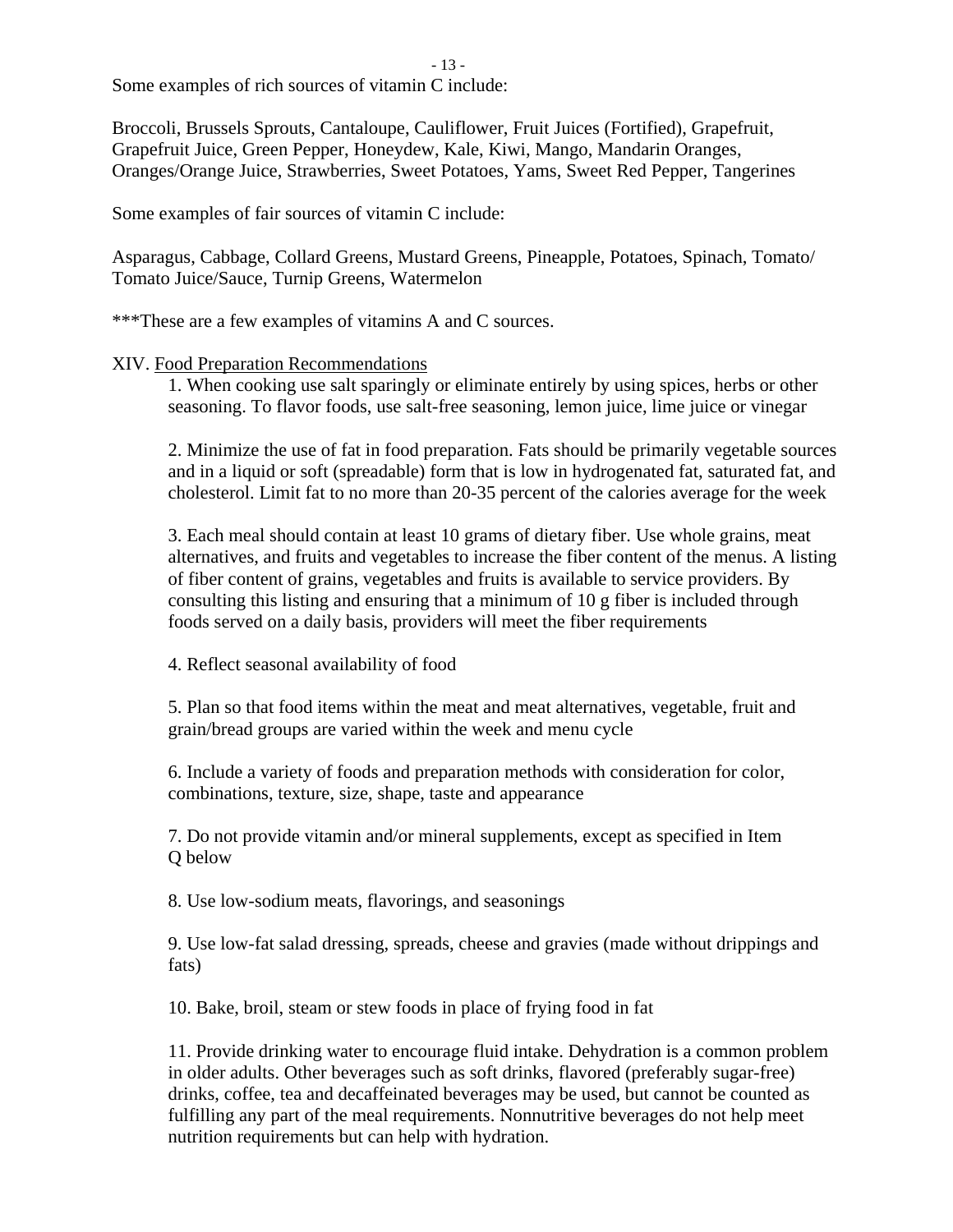Some examples of rich sources of vitamin C include:

Broccoli, Brussels Sprouts, Cantaloupe, Cauliflower, Fruit Juices (Fortified), Grapefruit, Grapefruit Juice, Green Pepper, Honeydew, Kale, Kiwi, Mango, Mandarin Oranges, Oranges/Orange Juice, Strawberries, Sweet Potatoes, Yams, Sweet Red Pepper, Tangerines

Some examples of fair sources of vitamin C include:

Asparagus, Cabbage, Collard Greens, Mustard Greens, Pineapple, Potatoes, Spinach, Tomato/ Tomato Juice/Sauce, Turnip Greens, Watermelon

***These are a few examples of vitamins A and C sources.

## XIV. Food Preparation Recommendations

1. When cooking use salt sparingly or eliminate entirely by using spices, herbs or other seasoning. To flavor foods, use salt-free seasoning, lemon juice, lime juice or vinegar

2. Minimize the use of fat in food preparation. Fats should be primarily vegetable sources and in a liquid or soft (spreadable) form that is low in hydrogenated fat, saturated fat, and cholesterol. Limit fat to no more than 20-35 percent of the calories average for the week

3. Each meal should contain at least 10 grams of dietary fiber. Use whole grains, meat alternatives, and fruits and vegetables to increase the fiber content of the menus. A listing of fiber content of grains, vegetables and fruits is available to service providers. By consulting this listing and ensuring that a minimum of 10 g fiber is included through foods served on a daily basis, providers will meet the fiber requirements

4. Reflect seasonal availability of food

5. Plan so that food items within the meat and meat alternatives, vegetable, fruit and grain/bread groups are varied within the week and menu cycle

6. Include a variety of foods and preparation methods with consideration for color, combinations, texture, size, shape, taste and appearance

7. Do not provide vitamin and/or mineral supplements, except as specified in Item Q below

8. Use low-sodium meats, flavorings, and seasonings

9. Use low-fat salad dressing, spreads, cheese and gravies (made without drippings and fats)

10. Bake, broil, steam or stew foods in place of frying food in fat

11. Provide drinking water to encourage fluid intake. Dehydration is a common problem in older adults. Other beverages such as soft drinks, flavored (preferably sugar-free) drinks, coffee, tea and decaffeinated beverages may be used, but cannot be counted as fulfilling any part of the meal requirements. Nonnutritive beverages do not help meet nutrition requirements but can help with hydration.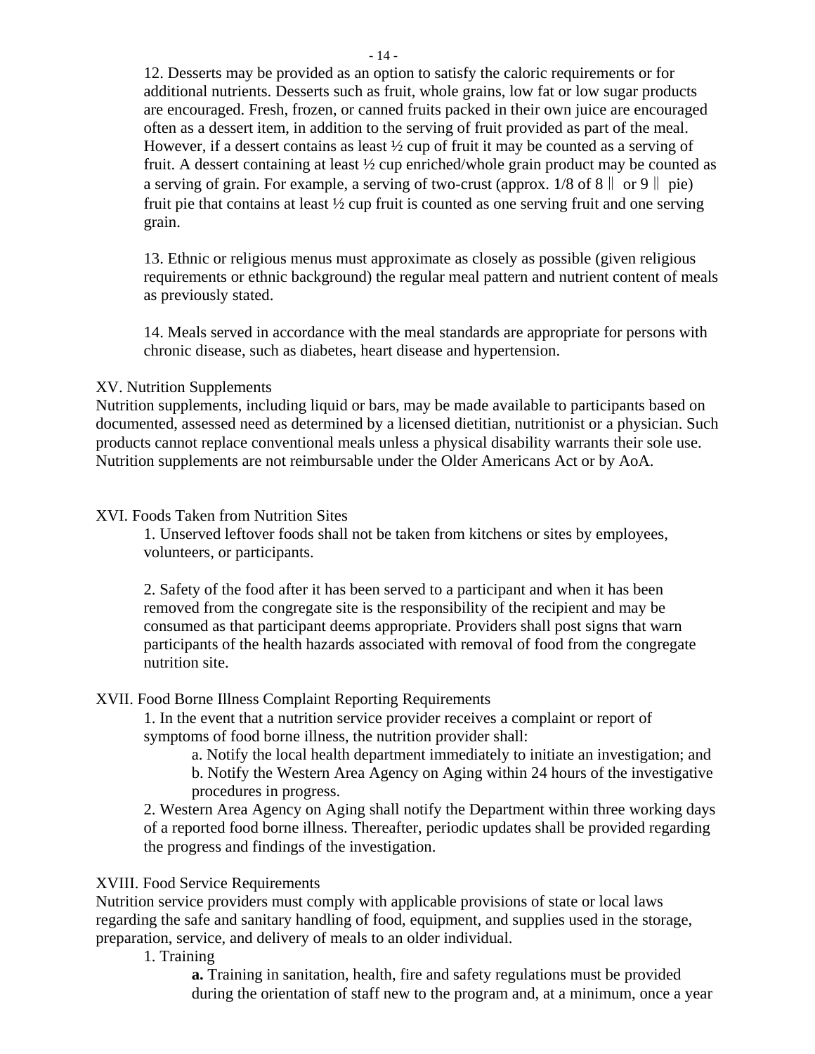12. Desserts may be provided as an option to satisfy the caloric requirements or for additional nutrients. Desserts such as fruit, whole grains, low fat or low sugar products are encouraged. Fresh, frozen, or canned fruits packed in their own juice are encouraged often as a dessert item, in addition to the serving of fruit provided as part of the meal. However, if a dessert contains as least ½ cup of fruit it may be counted as a serving of fruit. A dessert containing at least ½ cup enriched/whole grain product may be counted as a serving of grain. For example, a serving of two-crust (approx. 1/8 of 8 ‖ or 9 ‖ pie) fruit pie that contains at least ½ cup fruit is counted as one serving fruit and one serving grain.

13. Ethnic or religious menus must approximate as closely as possible (given religious requirements or ethnic background) the regular meal pattern and nutrient content of meals as previously stated.

14. Meals served in accordance with the meal standards are appropriate for persons with chronic disease, such as diabetes, heart disease and hypertension.

XV. Nutrition Supplements

Nutrition supplements, including liquid or bars, may be made available to participants based on documented, assessed need as determined by a licensed dietitian, nutritionist or a physician. Such products cannot replace conventional meals unless a physical disability warrants their sole use. Nutrition supplements are not reimbursable under the Older Americans Act or by AoA.

XVI. Foods Taken from Nutrition Sites

1. Unserved leftover foods shall not be taken from kitchens or sites by employees, volunteers, or participants.

2. Safety of the food after it has been served to a participant and when it has been removed from the congregate site is the responsibility of the recipient and may be consumed as that participant deems appropriate. Providers shall post signs that warn participants of the health hazards associated with removal of food from the congregate nutrition site.

XVII. Food Borne Illness Complaint Reporting Requirements

1. In the event that a nutrition service provider receives a complaint or report of symptoms of food borne illness, the nutrition provider shall:
   - a. Notify the local health department immediately to initiate an investigation; and
   - b. Notify the Western Area Agency on Aging within 24 hours of the investigative procedures in progress.

2. Western Area Agency on Aging shall notify the Department within three working days of a reported food borne illness. Thereafter, periodic updates shall be provided regarding the progress and findings of the investigation.

XVIII. Food Service Requirements

Nutrition service providers must comply with applicable provisions of state or local laws regarding the safe and sanitary handling of food, equipment, and supplies used in the storage, preparation, service, and delivery of meals to an older individual.

1. Training
   - **a.** Training in sanitation, health, fire and safety regulations must be provided during the orientation of staff new to the program and, at a minimum, once a year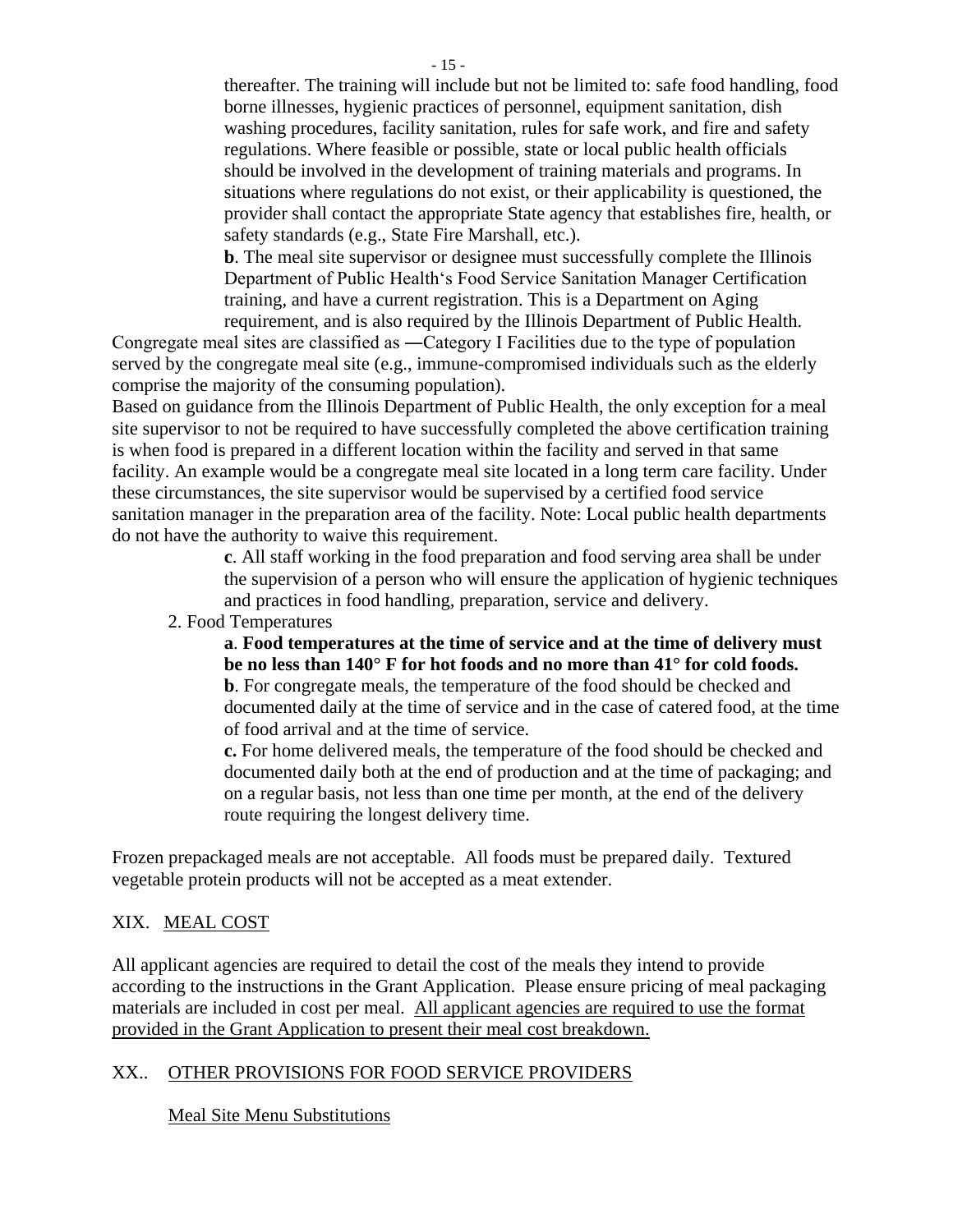thereafter. The training will include but not be limited to: safe food handling, food borne illnesses, hygienic practices of personnel, equipment sanitation, dish washing procedures, facility sanitation, rules for safe work, and fire and safety regulations. Where feasible or possible, state or local public health officials should be involved in the development of training materials and programs. In situations where regulations do not exist, or their applicability is questioned, the provider shall contact the appropriate State agency that establishes fire, health, or safety standards (e.g., State Fire Marshall, etc.).

**b**. The meal site supervisor or designee must successfully complete the Illinois Department of Public Health‘s Food Service Sanitation Manager Certification training, and have a current registration. This is a Department on Aging requirement, and is also required by the Illinois Department of Public Health.

Congregate meal sites are classified as ―Category I Facilities due to the type of population served by the congregate meal site (e.g., immune-compromised individuals such as the elderly comprise the majority of the consuming population).

Based on guidance from the Illinois Department of Public Health, the only exception for a meal site supervisor to not be required to have successfully completed the above certification training is when food is prepared in a different location within the facility and served in that same facility. An example would be a congregate meal site located in a long term care facility. Under these circumstances, the site supervisor would be supervised by a certified food service sanitation manager in the preparation area of the facility. Note: Local public health departments do not have the authority to waive this requirement.

**c**. All staff working in the food preparation and food serving area shall be under the supervision of a person who will ensure the application of hygienic techniques and practices in food handling, preparation, service and delivery.

2. Food Temperatures

**a**. **Food temperatures at the time of service and at the time of delivery must be no less than 140° F for hot foods and no more than 41° for cold foods.**

**b**. For congregate meals, the temperature of the food should be checked and documented daily at the time of service and in the case of catered food, at the time of food arrival and at the time of service.

**c.** For home delivered meals, the temperature of the food should be checked and documented daily both at the end of production and at the time of packaging; and on a regular basis, not less than one time per month, at the end of the delivery route requiring the longest delivery time.

Frozen prepackaged meals are not acceptable. All foods must be prepared daily. Textured vegetable protein products will not be accepted as a meat extender.

## XIX. MEAL COST

All applicant agencies are required to detail the cost of the meals they intend to provide according to the instructions in the Grant Application. Please ensure pricing of meal packaging materials are included in cost per meal. All applicant agencies are required to use the format provided in the Grant Application to present their meal cost breakdown.

## XX.. OTHER PROVISIONS FOR FOOD SERVICE PROVIDERS

### Meal Site Menu Substitutions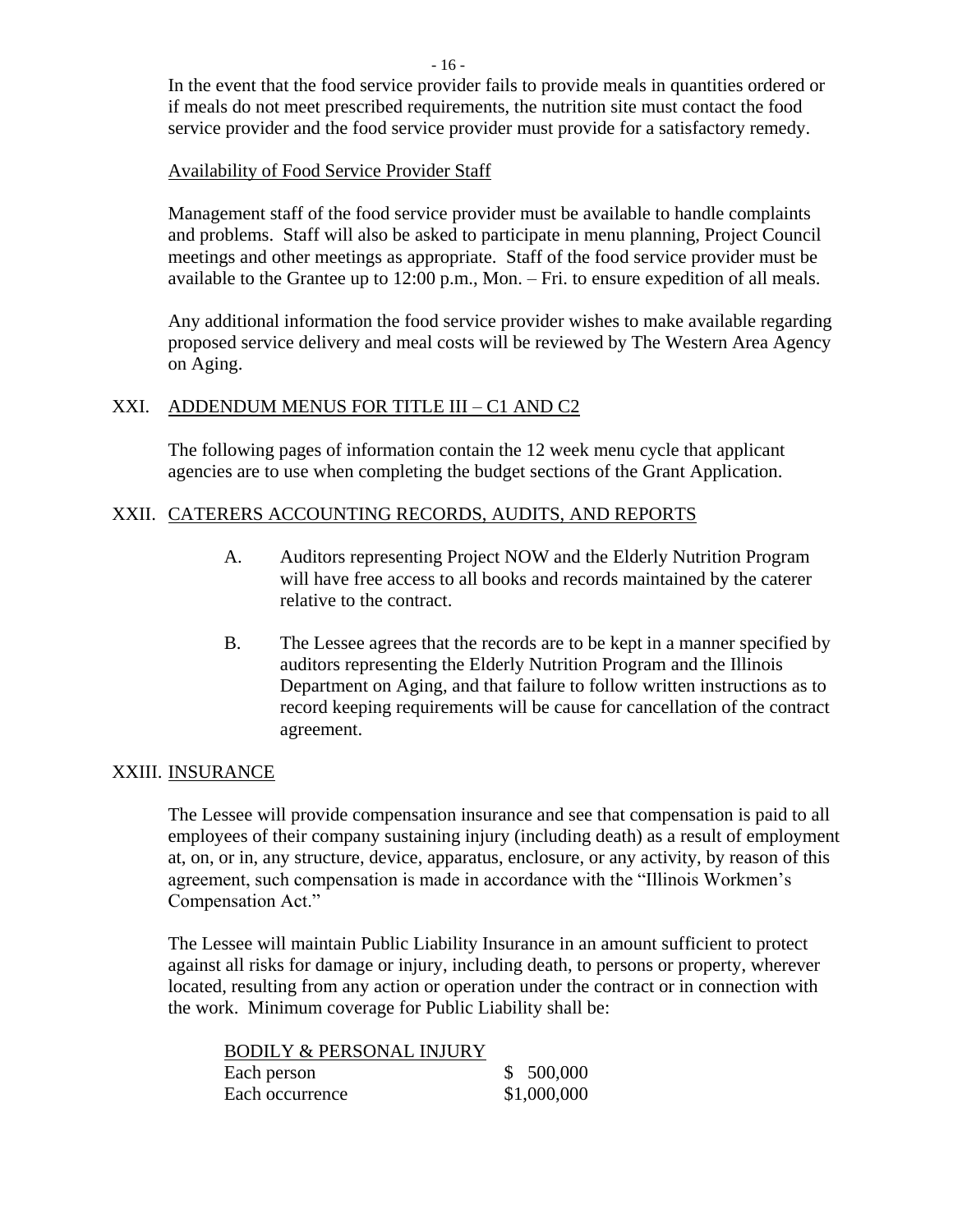In the event that the food service provider fails to provide meals in quantities ordered or if meals do not meet prescribed requirements, the nutrition site must contact the food service provider and the food service provider must provide for a satisfactory remedy.

Availability of Food Service Provider Staff

Management staff of the food service provider must be available to handle complaints and problems. Staff will also be asked to participate in menu planning, Project Council meetings and other meetings as appropriate. Staff of the food service provider must be available to the Grantee up to 12:00 p.m., Mon. – Fri. to ensure expedition of all meals.

Any additional information the food service provider wishes to make available regarding proposed service delivery and meal costs will be reviewed by The Western Area Agency on Aging.

## XXI. ADDENDUM MENUS FOR TITLE III – C1 AND C2

The following pages of information contain the 12 week menu cycle that applicant agencies are to use when completing the budget sections of the Grant Application.

## XXII. CATERERS ACCOUNTING RECORDS, AUDITS, AND REPORTS

A. Auditors representing Project NOW and the Elderly Nutrition Program will have free access to all books and records maintained by the caterer relative to the contract.

B. The Lessee agrees that the records are to be kept in a manner specified by auditors representing the Elderly Nutrition Program and the Illinois Department on Aging, and that failure to follow written instructions as to record keeping requirements will be cause for cancellation of the contract agreement.

## XXIII. INSURANCE

The Lessee will provide compensation insurance and see that compensation is paid to all employees of their company sustaining injury (including death) as a result of employment at, on, or in, any structure, device, apparatus, enclosure, or any activity, by reason of this agreement, such compensation is made in accordance with the "Illinois Workmen's Compensation Act."

The Lessee will maintain Public Liability Insurance in an amount sufficient to protect against all risks for damage or injury, including death, to persons or property, wherever located, resulting from any action or operation under the contract or in connection with the work. Minimum coverage for Public Liability shall be:

| BODILY & PERSONAL INJURY | |
|---|---|
| Each person | $ 500,000 |
| Each occurrence | $1,000,000 |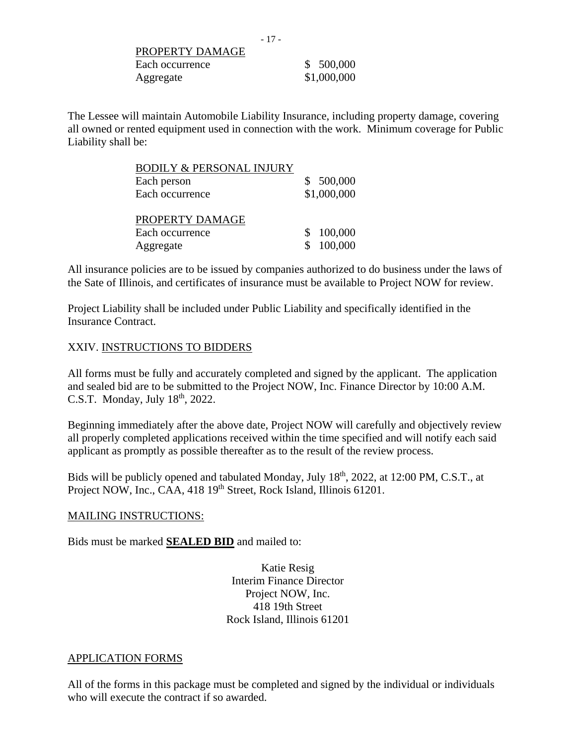| PROPERTY DAMAGE | |
|---|---|
| Each occurrence | $ 500,000 |
| Aggregate | $1,000,000 |

The Lessee will maintain Automobile Liability Insurance, including property damage, covering all owned or rented equipment used in connection with the work. Minimum coverage for Public Liability shall be:

| BODILY & PERSONAL INJURY | |
|---|---|
| Each person | $ 500,000 |
| Each occurrence | $1,000,000 |
| | |
| PROPERTY DAMAGE | |
| Each occurrence | $ 100,000 |
| Aggregate | $ 100,000 |

All insurance policies are to be issued by companies authorized to do business under the laws of the Sate of Illinois, and certificates of insurance must be available to Project NOW for review.

Project Liability shall be included under Public Liability and specifically identified in the Insurance Contract.

## XXIV. INSTRUCTIONS TO BIDDERS

All forms must be fully and accurately completed and signed by the applicant. The application and sealed bid are to be submitted to the Project NOW, Inc. Finance Director by 10:00 A.M. C.S.T. Monday, July 18th, 2022.

Beginning immediately after the above date, Project NOW will carefully and objectively review all properly completed applications received within the time specified and will notify each said applicant as promptly as possible thereafter as to the result of the review process.

Bids will be publicly opened and tabulated Monday, July 18th, 2022, at 12:00 PM, C.S.T., at Project NOW, Inc., CAA, 418 19th Street, Rock Island, Illinois 61201.

### MAILING INSTRUCTIONS:

Bids must be marked **SEALED BID** and mailed to:

Katie Resig
Interim Finance Director
Project NOW, Inc.
418 19th Street
Rock Island, Illinois 61201

### APPLICATION FORMS

All of the forms in this package must be completed and signed by the individual or individuals who will execute the contract if so awarded.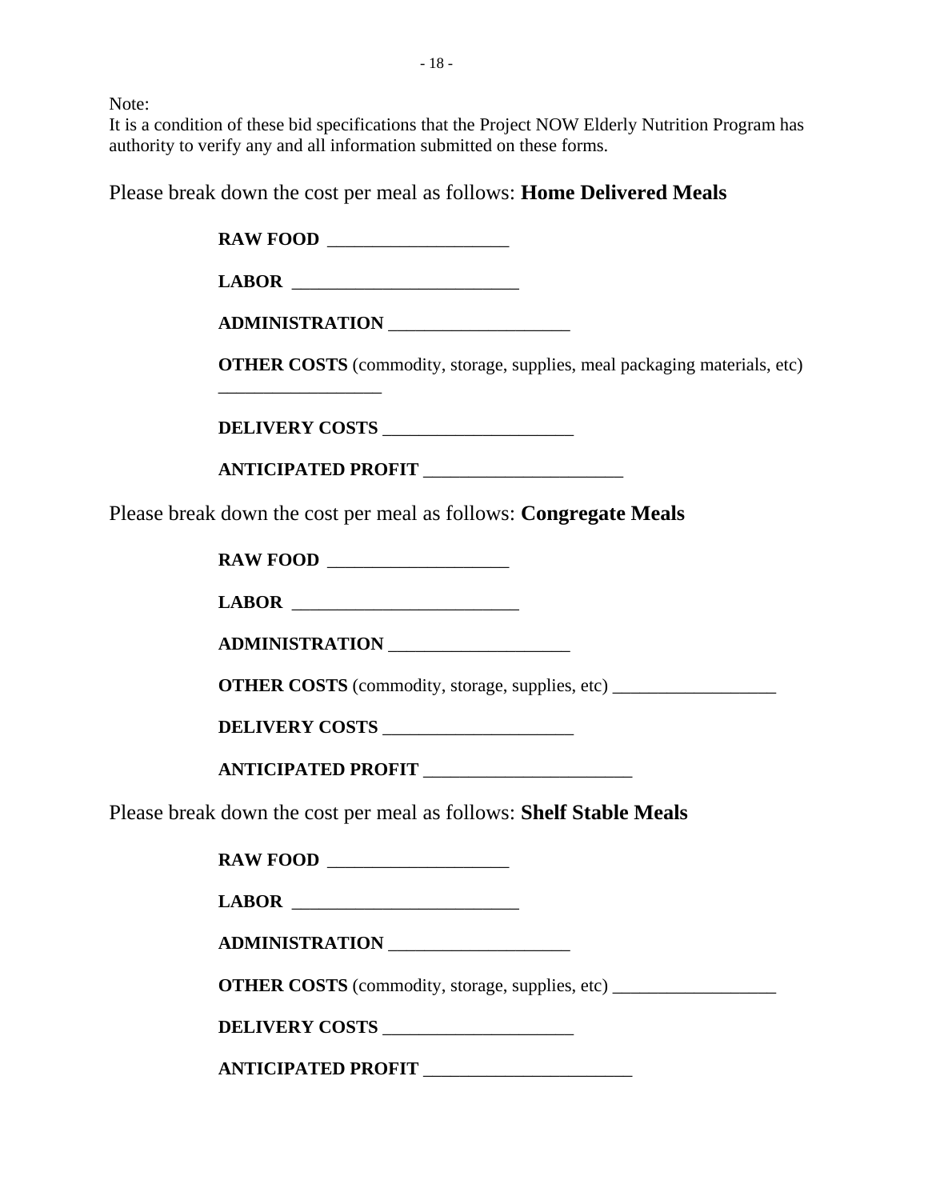Note:
It is a condition of these bid specifications that the Project NOW Elderly Nutrition Program has authority to verify any and all information submitted on these forms.

Please break down the cost per meal as follows: **Home Delivered Meals**

**RAW FOOD** ____________________

**LABOR** _________________________

**ADMINISTRATION** ____________________

**OTHER COSTS** (commodity, storage, supplies, meal packaging materials, etc) __________________

**DELIVERY COSTS** _____________________

**ANTICIPATED PROFIT** ______________________

Please break down the cost per meal as follows: **Congregate Meals**

**RAW FOOD** ____________________

**LABOR** _________________________

**ADMINISTRATION** ____________________

**OTHER COSTS** (commodity, storage, supplies, etc) __________________

**DELIVERY COSTS** _____________________

**ANTICIPATED PROFIT** _______________________

Please break down the cost per meal as follows: **Shelf Stable Meals**

**RAW FOOD** ____________________

**LABOR** _________________________

**ADMINISTRATION** ____________________

**OTHER COSTS** (commodity, storage, supplies, etc) __________________

**DELIVERY COSTS** _____________________

**ANTICIPATED PROFIT** _______________________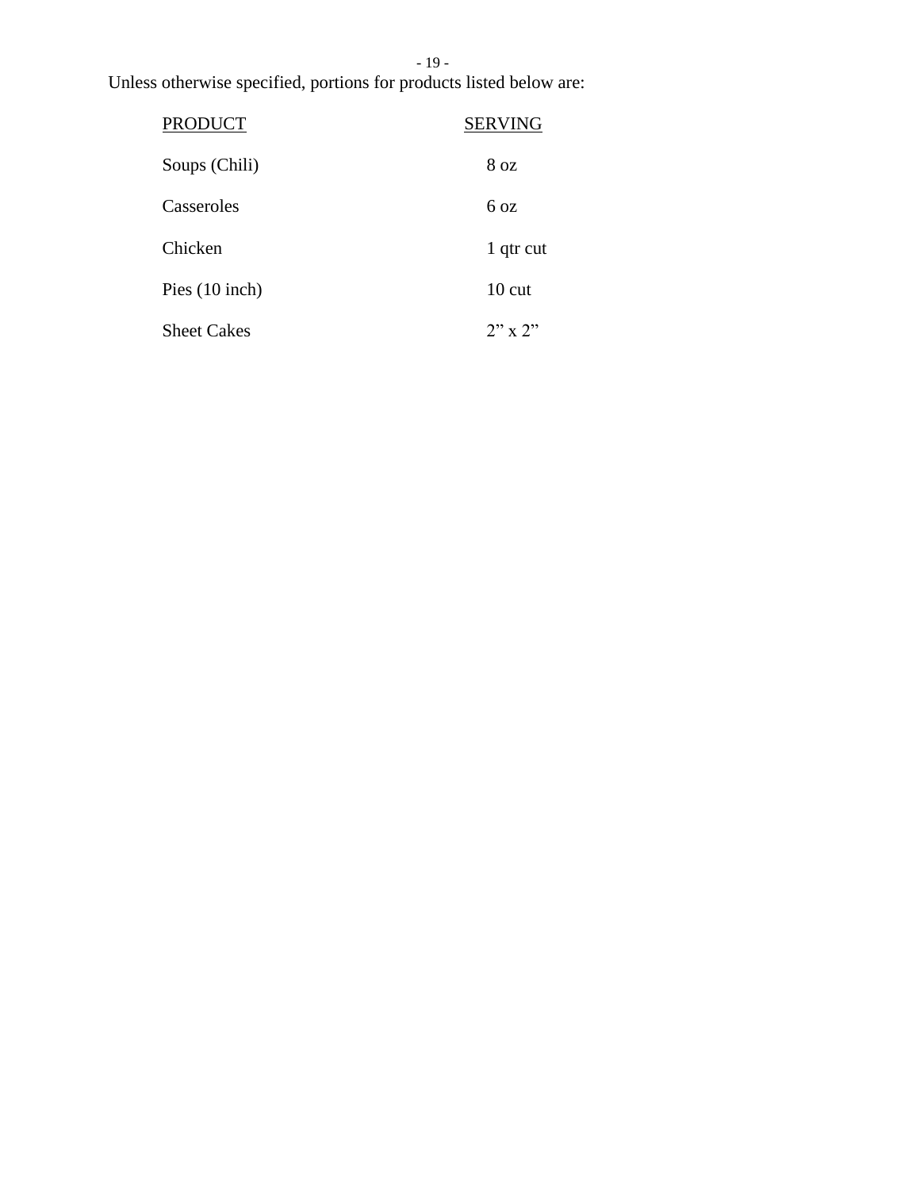Unless otherwise specified, portions for products listed below are:

| PRODUCT | SERVING |
| --- | --- |
| Soups (Chili) | 8 oz |
| Casseroles | 6 oz |
| Chicken | 1 qtr cut |
| Pies (10 inch) | 10 cut |
| Sheet Cakes | 2” x 2” |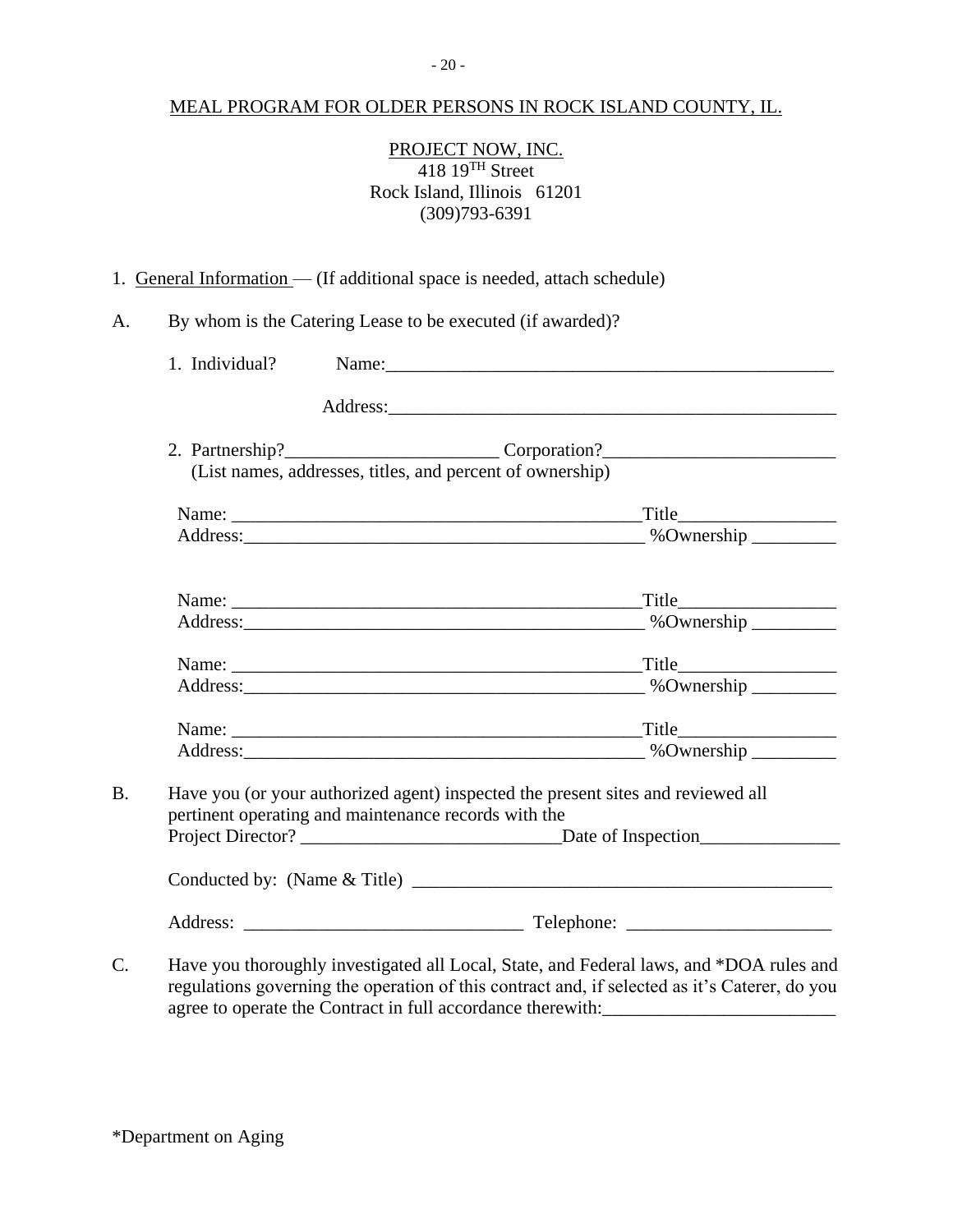MEAL PROGRAM FOR OLDER PERSONS IN ROCK ISLAND COUNTY, IL.

PROJECT NOW, INC.
418 19$^{TH}$ Street
Rock Island, Illinois 61201
(309)793-6391

1. General Information — (If additional space is needed, attach schedule)

A. By whom is the Catering Lease to be executed (if awarded)?

1. Individual? Name:_______________________________________________

Address:_______________________________________________

2. Partnership?______________________ Corporation?________________________
(List names, addresses, titles, and percent of ownership)

Name: ___________________________________________Title________________
Address:__________________________________________ %Ownership _________

Name: ___________________________________________Title________________
Address:__________________________________________ %Ownership _________

Name: ___________________________________________Title________________
Address:__________________________________________ %Ownership _________

Name: ___________________________________________Title________________
Address:__________________________________________ %Ownership _________

B. Have you (or your authorized agent) inspected the present sites and reviewed all pertinent operating and maintenance records with the Project Director? ___________________________Date of Inspection_______________

Conducted by: (Name & Title) _____________________________________________

Address: _____________________________ Telephone: _____________________

C. Have you thoroughly investigated all Local, State, and Federal laws, and *DOA rules and regulations governing the operation of this contract and, if selected as it's Caterer, do you agree to operate the Contract in full accordance therewith:________________________

*Department on Aging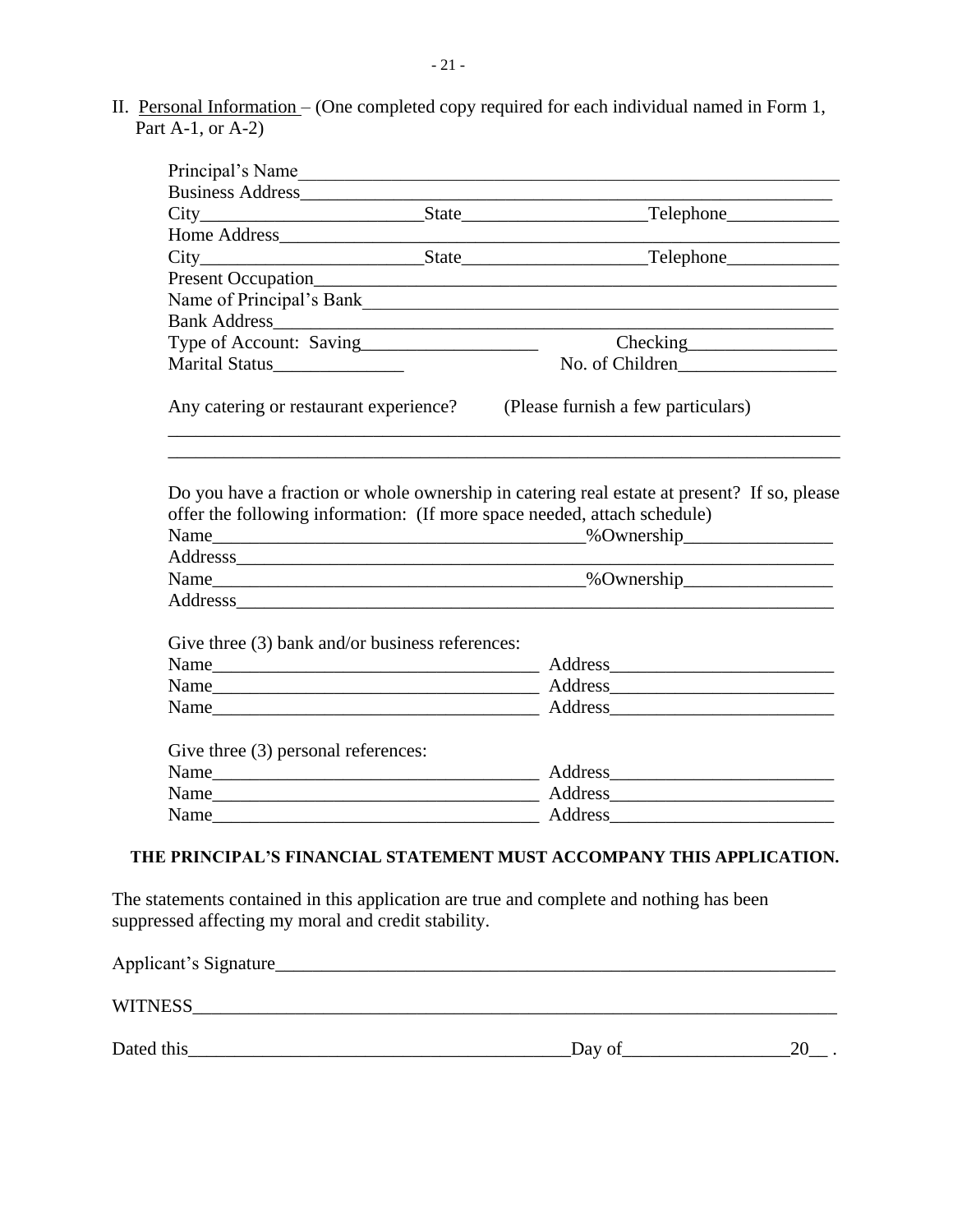II. Personal Information – (One completed copy required for each individual named in Form 1, Part A-1, or A-2)

Principal's Name\_\_\_\_\_\_\_\_\_\_\_\_\_\_\_\_\_\_\_\_\_\_\_\_\_\_\_\_\_\_\_\_\_\_\_\_\_\_\_\_\_\_\_\_\_\_\_\_\_\_\_\_\_\_\_\_

Business Address\_\_\_\_\_\_\_\_\_\_\_\_\_\_\_\_\_\_\_\_\_\_\_\_\_\_\_\_\_\_\_\_\_\_\_\_\_\_\_\_\_\_\_\_\_\_\_\_\_\_\_\_\_\_\_

City\_\_\_\_\_\_\_\_\_\_\_\_\_\_\_\_\_\_\_\_\_\_\_\_ State\_\_\_\_\_\_\_\_\_\_\_\_\_\_\_\_\_\_\_\_ Telephone\_\_\_\_\_\_\_\_\_\_\_\_

Home Address\_\_\_\_\_\_\_\_\_\_\_\_\_\_\_\_\_\_\_\_\_\_\_\_\_\_\_\_\_\_\_\_\_\_\_\_\_\_\_\_\_\_\_\_\_\_\_\_\_\_\_\_\_\_\_\_\_\_

City\_\_\_\_\_\_\_\_\_\_\_\_\_\_\_\_\_\_\_\_\_\_\_\_ State\_\_\_\_\_\_\_\_\_\_\_\_\_\_\_\_\_\_\_\_ Telephone\_\_\_\_\_\_\_\_\_\_\_\_

Present Occupation\_\_\_\_\_\_\_\_\_\_\_\_\_\_\_\_\_\_\_\_\_\_\_\_\_\_\_\_\_\_\_\_\_\_\_\_\_\_\_\_\_\_\_\_\_\_\_\_\_\_\_\_\_\_

Name of Principal's Bank\_\_\_\_\_\_\_\_\_\_\_\_\_\_\_\_\_\_\_\_\_\_\_\_\_\_\_\_\_\_\_\_\_\_\_\_\_\_\_\_\_\_\_\_\_\_\_\_\_\_\_

Bank Address\_\_\_\_\_\_\_\_\_\_\_\_\_\_\_\_\_\_\_\_\_\_\_\_\_\_\_\_\_\_\_\_\_\_\_\_\_\_\_\_\_\_\_\_\_\_\_\_\_\_\_\_\_\_\_\_\_\_\_

Type of Account: Saving\_\_\_\_\_\_\_\_\_\_\_\_\_\_\_\_\_\_\_\_ Checking\_\_\_\_\_\_\_\_\_\_\_\_\_\_\_\_

Marital Status\_\_\_\_\_\_\_\_\_\_\_\_\_\_ No. of Children\_\_\_\_\_\_\_\_\_\_\_\_\_\_\_\_\_

Any catering or restaurant experience? (Please furnish a few particulars)

\_\_\_\_\_\_\_\_\_\_\_\_\_\_\_\_\_\_\_\_\_\_\_\_\_\_\_\_\_\_\_\_\_\_\_\_\_\_\_\_\_\_\_\_\_\_\_\_\_\_\_\_\_\_\_\_\_\_\_\_\_\_\_\_\_\_\_\_\_\_\_\_

\_\_\_\_\_\_\_\_\_\_\_\_\_\_\_\_\_\_\_\_\_\_\_\_\_\_\_\_\_\_\_\_\_\_\_\_\_\_\_\_\_\_\_\_\_\_\_\_\_\_\_\_\_\_\_\_\_\_\_\_\_\_\_\_\_\_\_\_\_\_\_\_

Do you have a fraction or whole ownership in catering real estate at present? If so, please offer the following information: (If more space needed, attach schedule)

Name\_\_\_\_\_\_\_\_\_\_\_\_\_\_\_\_\_\_\_\_\_\_\_\_\_\_\_\_\_\_\_\_\_\_\_\_\_\_\_\_\_ %Ownership\_\_\_\_\_\_\_\_\_\_\_\_\_\_\_\_

Addresss\_\_\_\_\_\_\_\_\_\_\_\_\_\_\_\_\_\_\_\_\_\_\_\_\_\_\_\_\_\_\_\_\_\_\_\_\_\_\_\_\_\_\_\_\_\_\_\_\_\_\_\_\_\_\_\_\_\_\_\_\_\_\_

Name\_\_\_\_\_\_\_\_\_\_\_\_\_\_\_\_\_\_\_\_\_\_\_\_\_\_\_\_\_\_\_\_\_\_\_\_\_\_\_\_\_ %Ownership\_\_\_\_\_\_\_\_\_\_\_\_\_\_\_\_

Addresss\_\_\_\_\_\_\_\_\_\_\_\_\_\_\_\_\_\_\_\_\_\_\_\_\_\_\_\_\_\_\_\_\_\_\_\_\_\_\_\_\_\_\_\_\_\_\_\_\_\_\_\_\_\_\_\_\_\_\_\_\_\_\_

Give three (3) bank and/or business references:

Name\_\_\_\_\_\_\_\_\_\_\_\_\_\_\_\_\_\_\_\_\_\_\_\_\_\_\_\_\_\_\_\_\_\_\_ Address\_\_\_\_\_\_\_\_\_\_\_\_\_\_\_\_\_\_\_\_\_\_\_\_

Name\_\_\_\_\_\_\_\_\_\_\_\_\_\_\_\_\_\_\_\_\_\_\_\_\_\_\_\_\_\_\_\_\_\_\_ Address\_\_\_\_\_\_\_\_\_\_\_\_\_\_\_\_\_\_\_\_\_\_\_\_

Name\_\_\_\_\_\_\_\_\_\_\_\_\_\_\_\_\_\_\_\_\_\_\_\_\_\_\_\_\_\_\_\_\_\_\_ Address\_\_\_\_\_\_\_\_\_\_\_\_\_\_\_\_\_\_\_\_\_\_\_\_

Give three (3) personal references:

Name\_\_\_\_\_\_\_\_\_\_\_\_\_\_\_\_\_\_\_\_\_\_\_\_\_\_\_\_\_\_\_\_\_\_\_ Address\_\_\_\_\_\_\_\_\_\_\_\_\_\_\_\_\_\_\_\_\_\_\_\_

Name\_\_\_\_\_\_\_\_\_\_\_\_\_\_\_\_\_\_\_\_\_\_\_\_\_\_\_\_\_\_\_\_\_\_\_ Address\_\_\_\_\_\_\_\_\_\_\_\_\_\_\_\_\_\_\_\_\_\_\_\_

Name\_\_\_\_\_\_\_\_\_\_\_\_\_\_\_\_\_\_\_\_\_\_\_\_\_\_\_\_\_\_\_\_\_\_\_ Address\_\_\_\_\_\_\_\_\_\_\_\_\_\_\_\_\_\_\_\_\_\_\_\_

**THE PRINCIPAL'S FINANCIAL STATEMENT MUST ACCOMPANY THIS APPLICATION.**

The statements contained in this application are true and complete and nothing has been suppressed affecting my moral and credit stability.

Applicant's Signature\_\_\_\_\_\_\_\_\_\_\_\_\_\_\_\_\_\_\_\_\_\_\_\_\_\_\_\_\_\_\_\_\_\_\_\_\_\_\_\_\_\_\_\_\_\_\_\_\_\_\_\_\_\_\_\_\_\_\_\_

WITNESS\_\_\_\_\_\_\_\_\_\_\_\_\_\_\_\_\_\_\_\_\_\_\_\_\_\_\_\_\_\_\_\_\_\_\_\_\_\_\_\_\_\_\_\_\_\_\_\_\_\_\_\_\_\_\_\_\_\_\_\_\_\_\_\_\_\_\_\_\_

Dated this\_\_\_\_\_\_\_\_\_\_\_\_\_\_\_\_\_\_\_\_\_\_\_\_\_\_\_\_\_\_\_\_\_\_\_\_\_\_\_\_\_ Day of\_\_\_\_\_\_\_\_\_\_\_\_\_\_\_\_\_\_ 20\_\_ .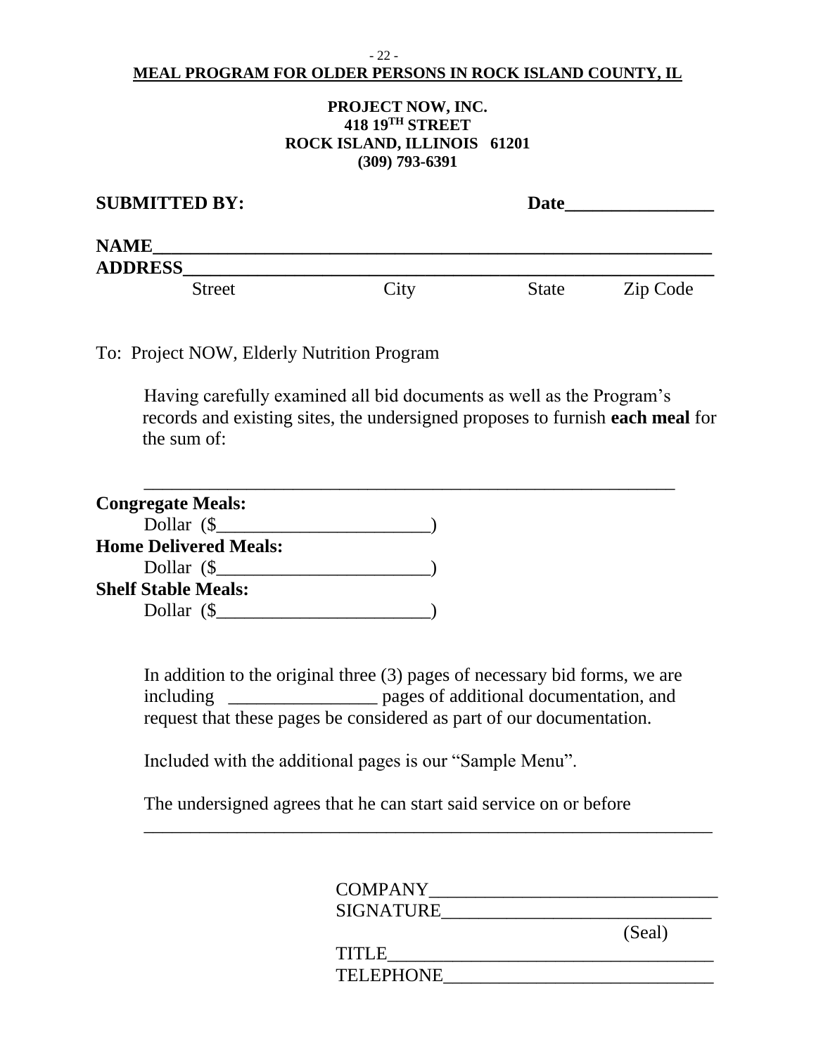**MEAL PROGRAM FOR OLDER PERSONS IN ROCK ISLAND COUNTY, IL**

**PROJECT NOW, INC.**
**418 19TH STREET**
**ROCK ISLAND, ILLINOIS 61201**
**(309) 793-6391**

**SUBMITTED BY:** **Date**________________

**NAME**_______________________________________________________________
**ADDRESS**____________________________________________________________
Street City State Zip Code

To: Project NOW, Elderly Nutrition Program

Having carefully examined all bid documents as well as the Program's records and existing sites, the undersigned proposes to furnish **each meal** for the sum of:

___________________________________________________________

**Congregate Meals:**
Dollar ($_______________________)

**Home Delivered Meals:**
Dollar ($_______________________)

**Shelf Stable Meals:**
Dollar ($_______________________)

In addition to the original three (3) pages of necessary bid forms, we are including ________________ pages of additional documentation, and request that these pages be considered as part of our documentation.

Included with the additional pages is our "Sample Menu".

The undersigned agrees that he can start said service on or before

_______________________________________________________________

COMPANY_______________________________
SIGNATURE_____________________________
(Seal)
TITLE_________________________________
TELEPHONE_____________________________